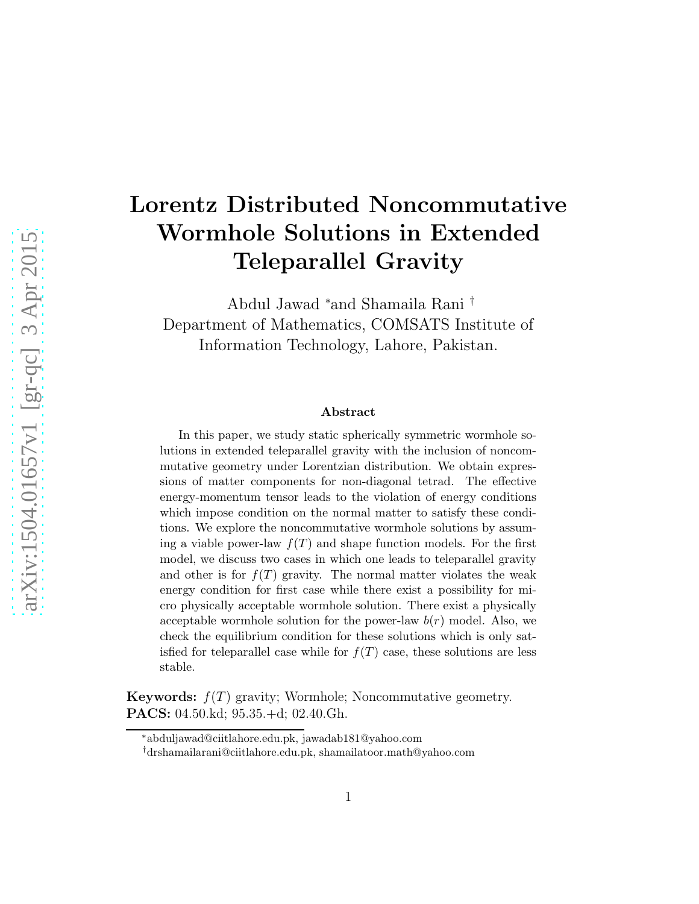# Lorentz Distributed Noncommutative Wormhole Solutions in Extended Teleparallel Gravity

Abdul Jawad [*] and Shamaila Rani [†]
Department of Mathematics, COMSATS Institute of Information Technology, Lahore, Pakistan.

### Abstract

In this paper, we study static spherically symmetric wormhole solutions in extended teleparallel gravity with the inclusion of noncommutative geometry under Lorentzian distribution. We obtain expressions of matter components for non-diagonal tetrad. The effective energy-momentum tensor leads to the violation of energy conditions which impose condition on the normal matter to satisfy these conditions. We explore the noncommutative wormhole solutions by assuming a viable power-law $f(T)$ and shape function models. For the first model, we discuss two cases in which one leads to teleparallel gravity and other is for $f(T)$ gravity. The normal matter violates the weak energy condition for first case while there exist a possibility for micro physically acceptable wormhole solution. There exist a physically acceptable wormhole solution for the power-law $b(r)$ model. Also, we check the equilibrium condition for these solutions which is only satisfied for teleparallel case while for $f(T)$ case, these solutions are less stable.

**Keywords:** $f(T)$ gravity; Wormhole; Noncommutative geometry.
**PACS:** 04.50.kd; 95.35.+d; 02.40.Gh.

[*] abduljawad@ciitlahore.edu.pk, jawadab181@yahoo.com
[†] drshamailarani@ciitlahore.edu.pk, shamailatoor.math@yahoo.com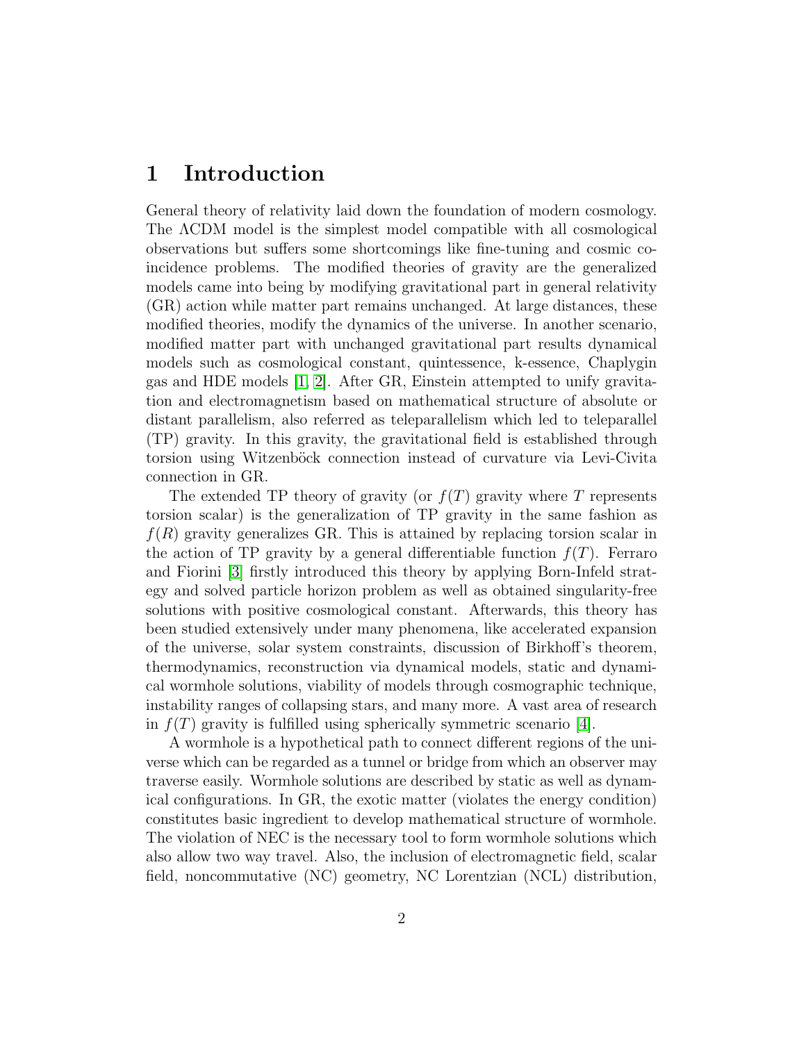# 1 Introduction

General theory of relativity laid down the foundation of modern cosmology. The ΛCDM model is the simplest model compatible with all cosmological observations but suffers some shortcomings like fine-tuning and cosmic coincidence problems. The modified theories of gravity are the generalized models came into being by modifying gravitational part in general relativity (GR) action while matter part remains unchanged. At large distances, these modified theories, modify the dynamics of the universe. In another scenario, modified matter part with unchanged gravitational part results dynamical models such as cosmological constant, quintessence, k-essence, Chaplygin gas and HDE models [1, 2]. After GR, Einstein attempted to unify gravitation and electromagnetism based on mathematical structure of absolute or distant parallelism, also referred as teleparallelism which led to teleparallel (TP) gravity. In this gravity, the gravitational field is established through torsion using Witzenböck connection instead of curvature via Levi-Civita connection in GR.

The extended TP theory of gravity (or $f(T)$ gravity where $T$ represents torsion scalar) is the generalization of TP gravity in the same fashion as $f(R)$ gravity generalizes GR. This is attained by replacing torsion scalar in the action of TP gravity by a general differentiable function $f(T)$. Ferraro and Fiorini [3] firstly introduced this theory by applying Born-Infeld strategy and solved particle horizon problem as well as obtained singularity-free solutions with positive cosmological constant. Afterwards, this theory has been studied extensively under many phenomena, like accelerated expansion of the universe, solar system constraints, discussion of Birkhoff's theorem, thermodynamics, reconstruction via dynamical models, static and dynamical wormhole solutions, viability of models through cosmographic technique, instability ranges of collapsing stars, and many more. A vast area of research in $f(T)$ gravity is fulfilled using spherically symmetric scenario [4].

A wormhole is a hypothetical path to connect different regions of the universe which can be regarded as a tunnel or bridge from which an observer may traverse easily. Wormhole solutions are described by static as well as dynamical configurations. In GR, the exotic matter (violates the energy condition) constitutes basic ingredient to develop mathematical structure of wormhole. The violation of NEC is the necessary tool to form wormhole solutions which also allow two way travel. Also, the inclusion of electromagnetic field, scalar field, noncommutative (NC) geometry, NC Lorentzian (NCL) distribution,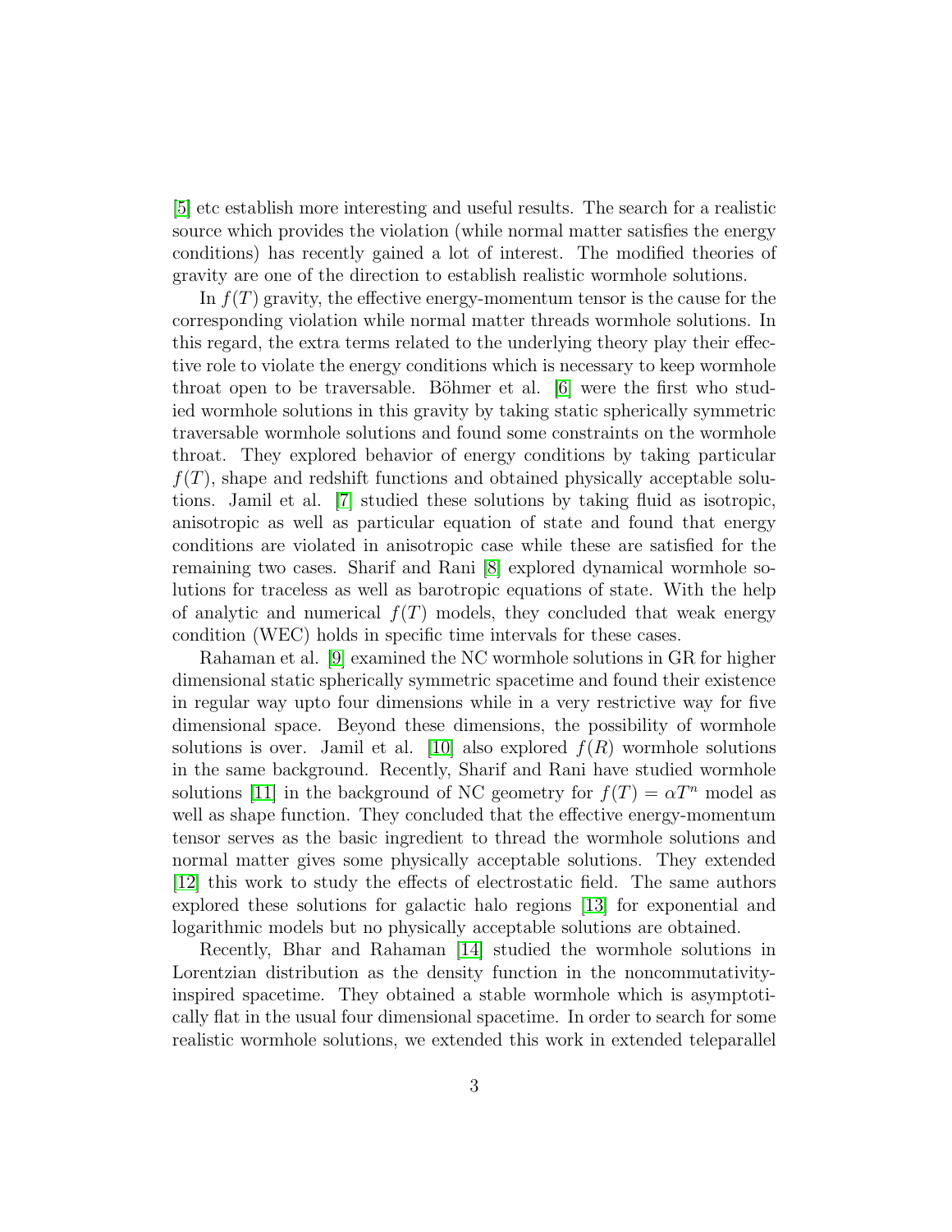[5] etc establish more interesting and useful results. The search for a realistic source which provides the violation (while normal matter satisfies the energy conditions) has recently gained a lot of interest. The modified theories of gravity are one of the direction to establish realistic wormhole solutions.

In $f(T)$ gravity, the effective energy-momentum tensor is the cause for the corresponding violation while normal matter threads wormhole solutions. In this regard, the extra terms related to the underlying theory play their effective role to violate the energy conditions which is necessary to keep wormhole throat open to be traversable. Böhmer et al. [6] were the first who studied wormhole solutions in this gravity by taking static spherically symmetric traversable wormhole solutions and found some constraints on the wormhole throat. They explored behavior of energy conditions by taking particular $f(T)$, shape and redshift functions and obtained physically acceptable solutions. Jamil et al. [7] studied these solutions by taking fluid as isotropic, anisotropic as well as particular equation of state and found that energy conditions are violated in anisotropic case while these are satisfied for the remaining two cases. Sharif and Rani [8] explored dynamical wormhole solutions for traceless as well as barotropic equations of state. With the help of analytic and numerical $f(T)$ models, they concluded that weak energy condition (WEC) holds in specific time intervals for these cases.

Rahaman et al. [9] examined the NC wormhole solutions in GR for higher dimensional static spherically symmetric spacetime and found their existence in regular way upto four dimensions while in a very restrictive way for five dimensional space. Beyond these dimensions, the possibility of wormhole solutions is over. Jamil et al. [10] also explored $f(R)$ wormhole solutions in the same background. Recently, Sharif and Rani have studied wormhole solutions [11] in the background of NC geometry for $f(T) = \alpha T^n$ model as well as shape function. They concluded that the effective energy-momentum tensor serves as the basic ingredient to thread the wormhole solutions and normal matter gives some physically acceptable solutions. They extended [12] this work to study the effects of electrostatic field. The same authors explored these solutions for galactic halo regions [13] for exponential and logarithmic models but no physically acceptable solutions are obtained.

Recently, Bhar and Rahaman [14] studied the wormhole solutions in Lorentzian distribution as the density function in the noncommutativity-inspired spacetime. They obtained a stable wormhole which is asymptotically flat in the usual four dimensional spacetime. In order to search for some realistic wormhole solutions, we extended this work in extended teleparallel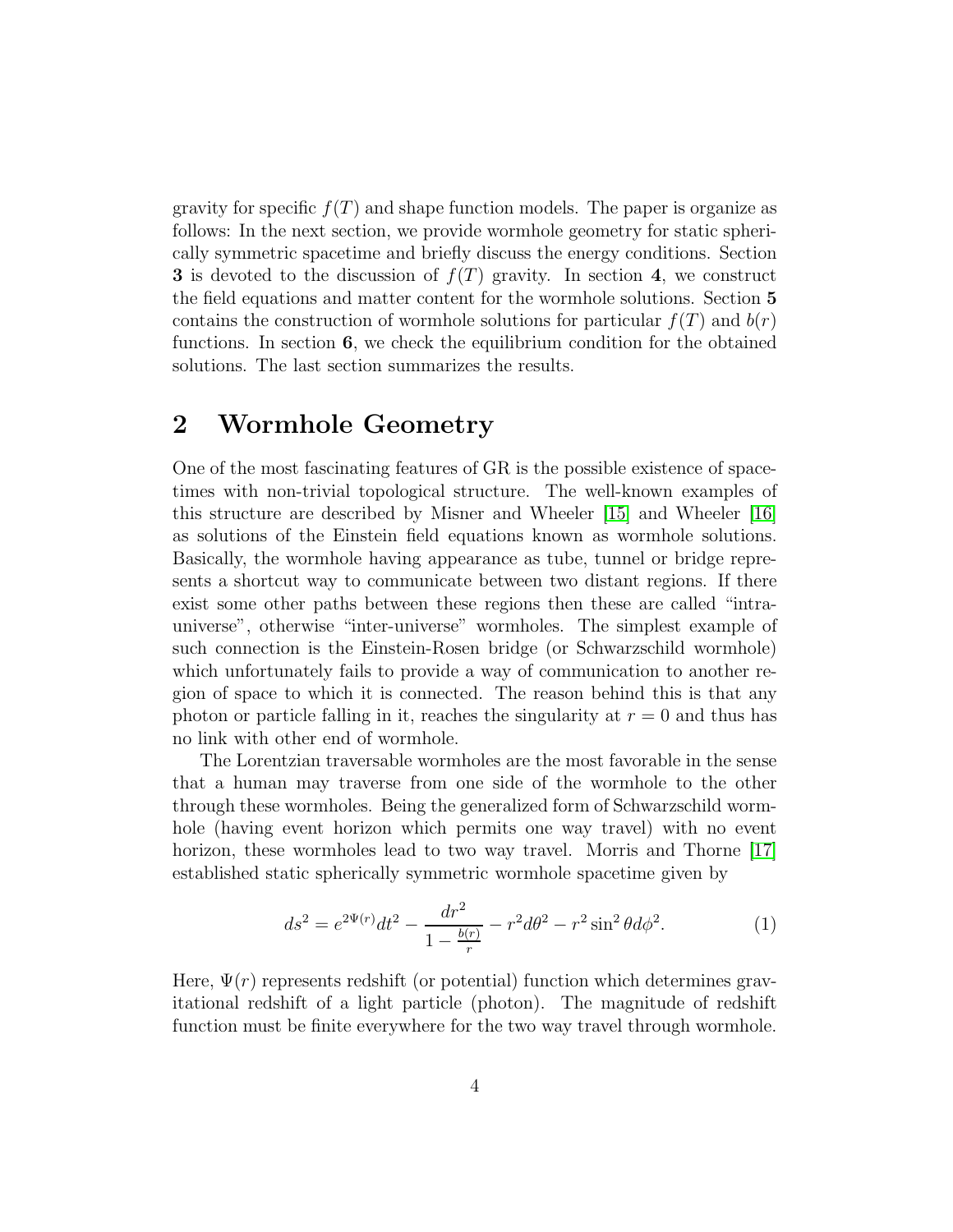gravity for specific $f(T)$ and shape function models. The paper is organize as follows: In the next section, we provide wormhole geometry for static spherically symmetric spacetime and briefly discuss the energy conditions. Section **3** is devoted to the discussion of $f(T)$ gravity. In section **4**, we construct the field equations and matter content for the wormhole solutions. Section **5** contains the construction of wormhole solutions for particular $f(T)$ and $b(r)$ functions. In section **6**, we check the equilibrium condition for the obtained solutions. The last section summarizes the results.

## 2 Wormhole Geometry

One of the most fascinating features of GR is the possible existence of spacetimes with non-trivial topological structure. The well-known examples of this structure are described by Misner and Wheeler [15] and Wheeler [16] as solutions of the Einstein field equations known as wormhole solutions. Basically, the wormhole having appearance as tube, tunnel or bridge represents a shortcut way to communicate between two distant regions. If there exist some other paths between these regions then these are called "intra-universe", otherwise "inter-universe" wormholes. The simplest example of such connection is the Einstein-Rosen bridge (or Schwarzschild wormhole) which unfortunately fails to provide a way of communication to another region of space to which it is connected. The reason behind this is that any photon or particle falling in it, reaches the singularity at $r = 0$ and thus has no link with other end of wormhole.

The Lorentzian traversable wormholes are the most favorable in the sense that a human may traverse from one side of the wormhole to the other through these wormholes. Being the generalized form of Schwarzschild wormhole (having event horizon which permits one way travel) with no event horizon, these wormholes lead to two way travel. Morris and Thorne [17] established static spherically symmetric wormhole spacetime given by

$$ds^2 = e^{2\Psi(r)}dt^2 - \frac{dr^2}{1 - \frac{b(r)}{r}} - r^2 d\theta^2 - r^2 \sin^2\theta d\phi^2. \tag{1}$$

Here, $\Psi(r)$ represents redshift (or potential) function which determines gravitational redshift of a light particle (photon). The magnitude of redshift function must be finite everywhere for the two way travel through wormhole.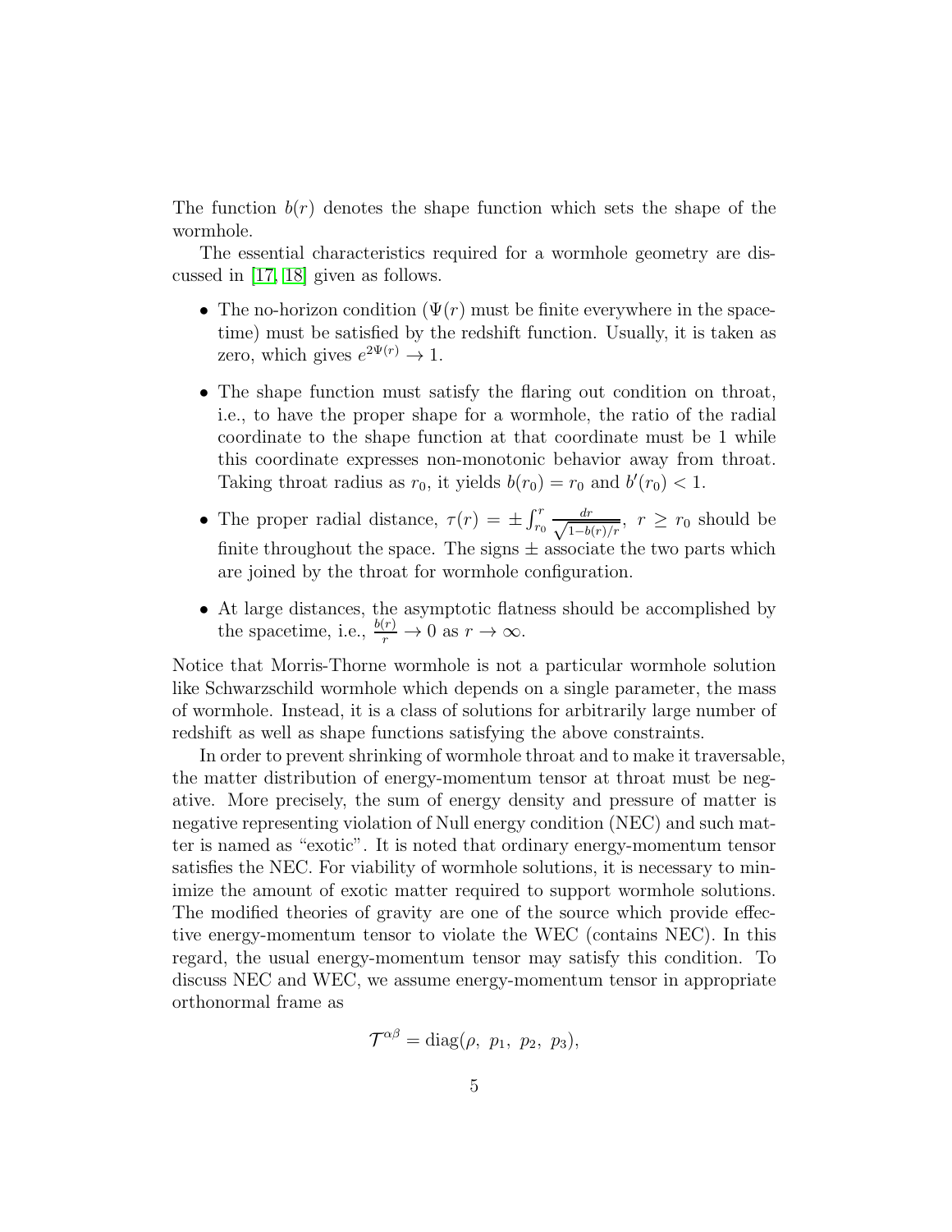The function $b(r)$ denotes the shape function which sets the shape of the wormhole.

The essential characteristics required for a wormhole geometry are discussed in [17, 18] given as follows.

- The no-horizon condition ($\Psi(r)$ must be finite everywhere in the spacetime) must be satisfied by the redshift function. Usually, it is taken as zero, which gives $e^{2\Psi(r)} \to 1$.
- The shape function must satisfy the flaring out condition on throat, i.e., to have the proper shape for a wormhole, the ratio of the radial coordinate to the shape function at that coordinate must be 1 while this coordinate expresses non-monotonic behavior away from throat. Taking throat radius as $r_0$, it yields $b(r_0) = r_0$ and $b'(r_0) < 1$.
- The proper radial distance, $\tau(r) = \pm \int_{r_0}^{r} \frac{dr}{\sqrt{1-b(r)/r}}$, $r \geq r_0$ should be finite throughout the space. The signs $\pm$ associate the two parts which are joined by the throat for wormhole configuration.
- At large distances, the asymptotic flatness should be accomplished by the spacetime, i.e., $\frac{b(r)}{r} \to 0$ as $r \to \infty$.

Notice that Morris-Thorne wormhole is not a particular wormhole solution like Schwarzschild wormhole which depends on a single parameter, the mass of wormhole. Instead, it is a class of solutions for arbitrarily large number of redshift as well as shape functions satisfying the above constraints.

In order to prevent shrinking of wormhole throat and to make it traversable, the matter distribution of energy-momentum tensor at throat must be negative. More precisely, the sum of energy density and pressure of matter is negative representing violation of Null energy condition (NEC) and such matter is named as "exotic". It is noted that ordinary energy-momentum tensor satisfies the NEC. For viability of wormhole solutions, it is necessary to minimize the amount of exotic matter required to support wormhole solutions. The modified theories of gravity are one of the source which provide effective energy-momentum tensor to violate the WEC (contains NEC). In this regard, the usual energy-momentum tensor may satisfy this condition. To discuss NEC and WEC, we assume energy-momentum tensor in appropriate orthonormal frame as

$$\mathcal{T}^{\alpha\beta} = \text{diag}(\rho,\ p_1,\ p_2,\ p_3),$$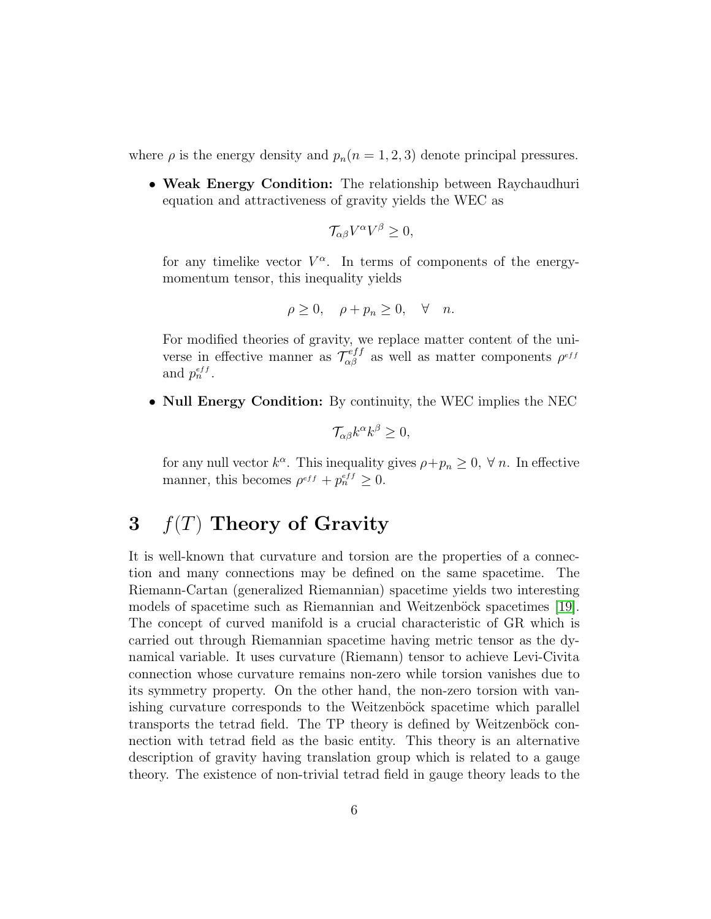where $\rho$ is the energy density and $p_n (n = 1, 2, 3)$ denote principal pressures.

- **Weak Energy Condition:** The relationship between Raychaudhuri equation and attractiveness of gravity yields the WEC as

$$\mathcal{T}_{\alpha\beta}V^{\alpha}V^{\beta} \geq 0,$$

for any timelike vector $V^{\alpha}$. In terms of components of the energy-momentum tensor, this inequality yields

$$\rho \geq 0, \quad \rho + p_n \geq 0, \quad \forall \quad n.$$

For modified theories of gravity, we replace matter content of the universe in effective manner as $\mathcal{T}_{\alpha\beta}^{eff}$ as well as matter components $\rho^{eff}$ and $p_n^{eff}$.

- **Null Energy Condition:** By continuity, the WEC implies the NEC

$$\mathcal{T}_{\alpha\beta}k^{\alpha}k^{\beta} \geq 0,$$

for any null vector $k^{\alpha}$. This inequality gives $\rho + p_n \geq 0$, $\forall\, n$. In effective manner, this becomes $\rho^{eff} + p_n^{eff} \geq 0$.

# 3 $f(T)$ Theory of Gravity

It is well-known that curvature and torsion are the properties of a connection and many connections may be defined on the same spacetime. The Riemann-Cartan (generalized Riemannian) spacetime yields two interesting models of spacetime such as Riemannian and Weitzenböck spacetimes [19]. The concept of curved manifold is a crucial characteristic of GR which is carried out through Riemannian spacetime having metric tensor as the dynamical variable. It uses curvature (Riemann) tensor to achieve Levi-Civita connection whose curvature remains non-zero while torsion vanishes due to its symmetry property. On the other hand, the non-zero torsion with vanishing curvature corresponds to the Weitzenböck spacetime which parallel transports the tetrad field. The TP theory is defined by Weitzenböck connection with tetrad field as the basic entity. This theory is an alternative description of gravity having translation group which is related to a gauge theory. The existence of non-trivial tetrad field in gauge theory leads to the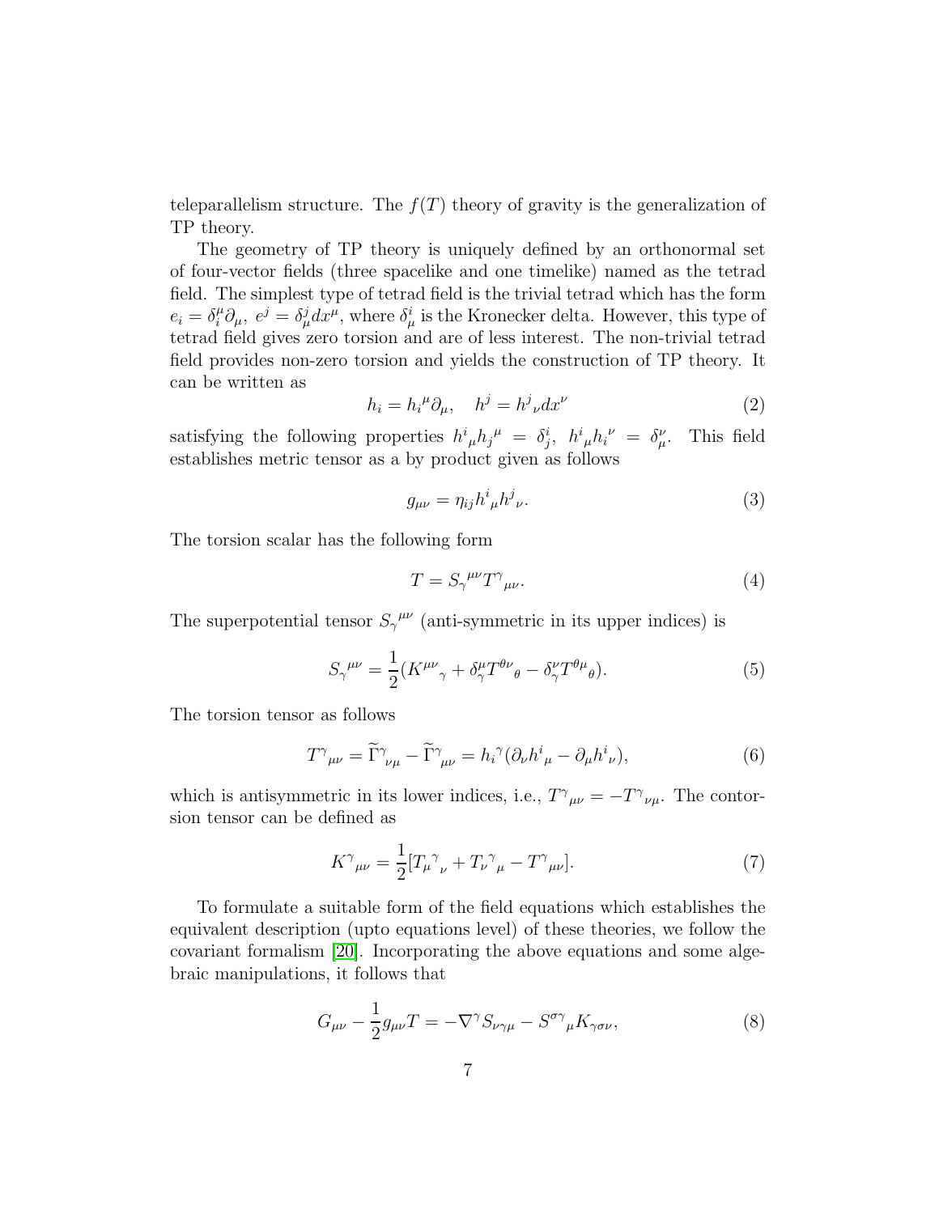teleparallelism structure. The $f(T)$ theory of gravity is the generalization of TP theory.

The geometry of TP theory is uniquely defined by an orthonormal set of four-vector fields (three spacelike and one timelike) named as the tetrad field. The simplest type of tetrad field is the trivial tetrad which has the form $e_i = \delta^\mu_i \partial_\mu,\ e^j = \delta^j_\mu dx^\mu$, where $\delta^i_\mu$ is the Kronecker delta. However, this type of tetrad field gives zero torsion and are of less interest. The non-trivial tetrad field provides non-zero torsion and yields the construction of TP theory. It can be written as

$$h_i = h_i{}^\mu \partial_\mu, \quad h^j = h^j{}_\nu dx^\nu \tag{2}$$

satisfying the following properties $h^i{}_\mu h_j{}^\mu = \delta^i_j,\ h^i{}_\mu h_i{}^\nu = \delta^\nu_\mu$. This field establishes metric tensor as a by product given as follows

$$g_{\mu\nu} = \eta_{ij} h^i{}_\mu h^j{}_\nu. \tag{3}$$

The torsion scalar has the following form

$$T = S_\gamma{}^{\mu\nu} T^\gamma{}_{\mu\nu}. \tag{4}$$

The superpotential tensor $S_\gamma{}^{\mu\nu}$ (anti-symmetric in its upper indices) is

$$S_\gamma{}^{\mu\nu} = \frac{1}{2}(K^{\mu\nu}{}_\gamma + \delta^\mu_\gamma T^{\theta\nu}{}_\theta - \delta^\nu_\gamma T^{\theta\mu}{}_\theta). \tag{5}$$

The torsion tensor as follows

$$T^\gamma{}_{\mu\nu} = \widetilde{\Gamma}^\gamma{}_{\nu\mu} - \widetilde{\Gamma}^\gamma{}_{\mu\nu} = h_i{}^\gamma(\partial_\nu h^i{}_\mu - \partial_\mu h^i{}_\nu), \tag{6}$$

which is antisymmetric in its lower indices, i.e., $T^\gamma{}_{\mu\nu} = -T^\gamma{}_{\nu\mu}$. The contorsion tensor can be defined as

$$K^\gamma{}_{\mu\nu} = \frac{1}{2}[T_\mu{}^\gamma{}_\nu + T_\nu{}^\gamma{}_\mu - T^\gamma{}_{\mu\nu}]. \tag{7}$$

To formulate a suitable form of the field equations which establishes the equivalent description (upto equations level) of these theories, we follow the covariant formalism [20]. Incorporating the above equations and some algebraic manipulations, it follows that

$$G_{\mu\nu} - \frac{1}{2} g_{\mu\nu} T = -\nabla^\gamma S_{\nu\gamma\mu} - S^{\sigma\gamma}{}_\mu K_{\gamma\sigma\nu}, \tag{8}$$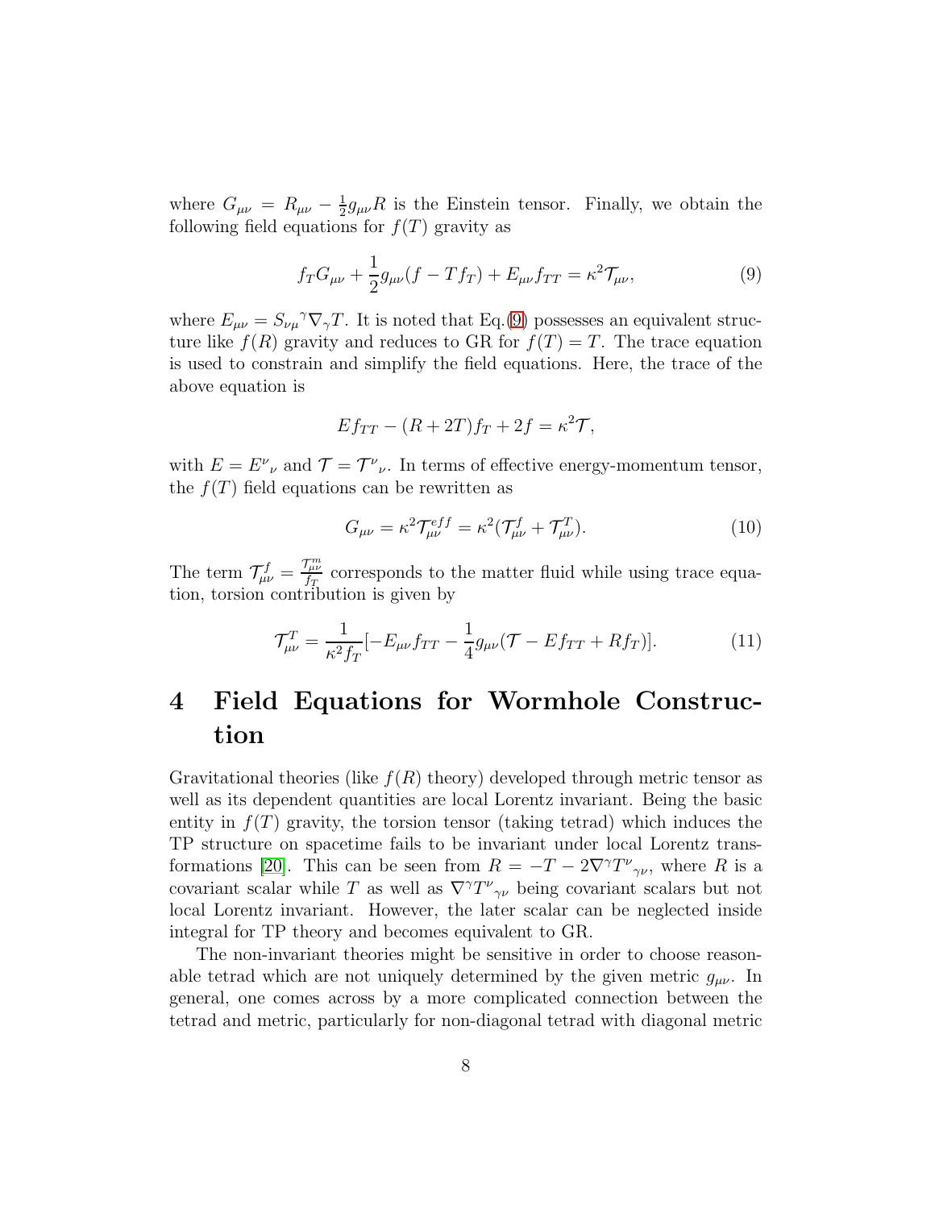where $G_{\mu\nu} = R_{\mu\nu} - \frac{1}{2}g_{\mu\nu}R$ is the Einstein tensor. Finally, we obtain the following field equations for $f(T)$ gravity as

$$f_T G_{\mu\nu} + \frac{1}{2}g_{\mu\nu}(f - Tf_T) + E_{\mu\nu}f_{TT} = \kappa^2 \mathcal{T}_{\mu\nu}, \tag{9}$$

where $E_{\mu\nu} = S_{\nu\mu}{}^{\gamma}\nabla_{\gamma}T$. It is noted that Eq.(9) possesses an equivalent structure like $f(R)$ gravity and reduces to GR for $f(T) = T$. The trace equation is used to constrain and simplify the field equations. Here, the trace of the above equation is

$$Ef_{TT} - (R + 2T)f_T + 2f = \kappa^2 \mathcal{T},$$

with $E = E^{\nu}{}_{\nu}$ and $\mathcal{T} = \mathcal{T}^{\nu}{}_{\nu}$. In terms of effective energy-momentum tensor, the $f(T)$ field equations can be rewritten as

$$G_{\mu\nu} = \kappa^2 \mathcal{T}^{eff}_{\mu\nu} = \kappa^2(\mathcal{T}^{f}_{\mu\nu} + \mathcal{T}^{T}_{\mu\nu}). \tag{10}$$

The term $\mathcal{T}^{f}_{\mu\nu} = \frac{\mathcal{T}^{m}_{\mu\nu}}{f_T}$ corresponds to the matter fluid while using trace equation, torsion contribution is given by

$$\mathcal{T}^{T}_{\mu\nu} = \frac{1}{\kappa^2 f_T}[-E_{\mu\nu}f_{TT} - \frac{1}{4}g_{\mu\nu}(\mathcal{T} - Ef_{TT} + Rf_T)]. \tag{11}$$

# 4 Field Equations for Wormhole Construction

Gravitational theories (like $f(R)$ theory) developed through metric tensor as well as its dependent quantities are local Lorentz invariant. Being the basic entity in $f(T)$ gravity, the torsion tensor (taking tetrad) which induces the TP structure on spacetime fails to be invariant under local Lorentz transformations [20]. This can be seen from $R = -T - 2\nabla^{\gamma}T^{\nu}{}_{\gamma\nu}$, where $R$ is a covariant scalar while $T$ as well as $\nabla^{\gamma}T^{\nu}{}_{\gamma\nu}$ being covariant scalars but not local Lorentz invariant. However, the later scalar can be neglected inside integral for TP theory and becomes equivalent to GR.

The non-invariant theories might be sensitive in order to choose reasonable tetrad which are not uniquely determined by the given metric $g_{\mu\nu}$. In general, one comes across by a more complicated connection between the tetrad and metric, particularly for non-diagonal tetrad with diagonal metric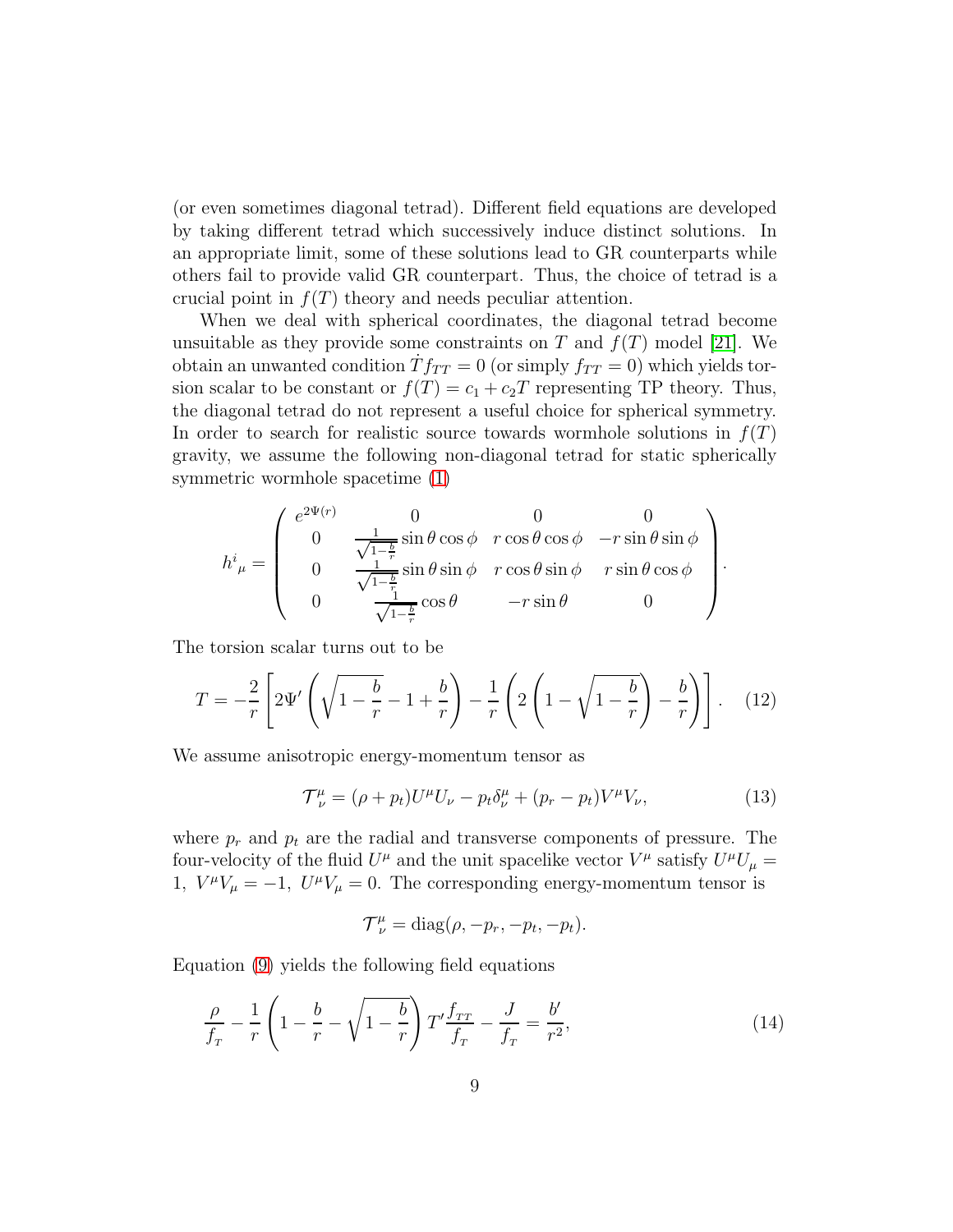(or even sometimes diagonal tetrad). Different field equations are developed by taking different tetrad which successively induce distinct solutions. In an appropriate limit, some of these solutions lead to GR counterparts while others fail to provide valid GR counterpart. Thus, the choice of tetrad is a crucial point in $f(T)$ theory and needs peculiar attention.

When we deal with spherical coordinates, the diagonal tetrad become unsuitable as they provide some constraints on $T$ and $f(T)$ model [21]. We obtain an unwanted condition $\dot{T} f_{TT} = 0$ (or simply $f_{TT} = 0$) which yields torsion scalar to be constant or $f(T) = c_1 + c_2 T$ representing TP theory. Thus, the diagonal tetrad do not represent a useful choice for spherical symmetry. In order to search for realistic source towards wormhole solutions in $f(T)$ gravity, we assume the following non-diagonal tetrad for static spherically symmetric wormhole spacetime (1)

$$h^i{}_\mu = \begin{pmatrix} e^{2\Psi(r)} & 0 & 0 & 0 \\ 0 & \frac{1}{\sqrt{1-\frac{b}{r}}}\sin\theta\cos\phi & r\cos\theta\cos\phi & -r\sin\theta\sin\phi \\ 0 & \frac{1}{\sqrt{1-\frac{b}{r}}}\sin\theta\sin\phi & r\cos\theta\sin\phi & r\sin\theta\cos\phi \\ 0 & \frac{1}{\sqrt{1-\frac{b}{r}}}\cos\theta & -r\sin\theta & 0 \end{pmatrix}.$$

The torsion scalar turns out to be

$$T = -\frac{2}{r}\left[2\Psi'\left(\sqrt{1-\frac{b}{r}} - 1 + \frac{b}{r}\right) - \frac{1}{r}\left(2\left(1-\sqrt{1-\frac{b}{r}}\right) - \frac{b}{r}\right)\right]. \quad (12)$$

We assume anisotropic energy-momentum tensor as

$$\mathcal{T}^\mu_\nu = (\rho + p_t)U^\mu U_\nu - p_t\delta^\mu_\nu + (p_r - p_t)V^\mu V_\nu, \quad (13)$$

where $p_r$ and $p_t$ are the radial and transverse components of pressure. The four-velocity of the fluid $U^\mu$ and the unit spacelike vector $V^\mu$ satisfy $U^\mu U_\mu = 1,\ V^\mu V_\mu = -1,\ U^\mu V_\mu = 0$. The corresponding energy-momentum tensor is

$$\mathcal{T}^\mu_\nu = \mathrm{diag}(\rho, -p_r, -p_t, -p_t).$$

Equation (9) yields the following field equations

$$\frac{\rho}{f_T} - \frac{1}{r}\left(1 - \frac{b}{r} - \sqrt{1-\frac{b}{r}}\right)T'\frac{f_{TT}}{f_T} - \frac{J}{f_T} = \frac{b'}{r^2}, \quad (14)$$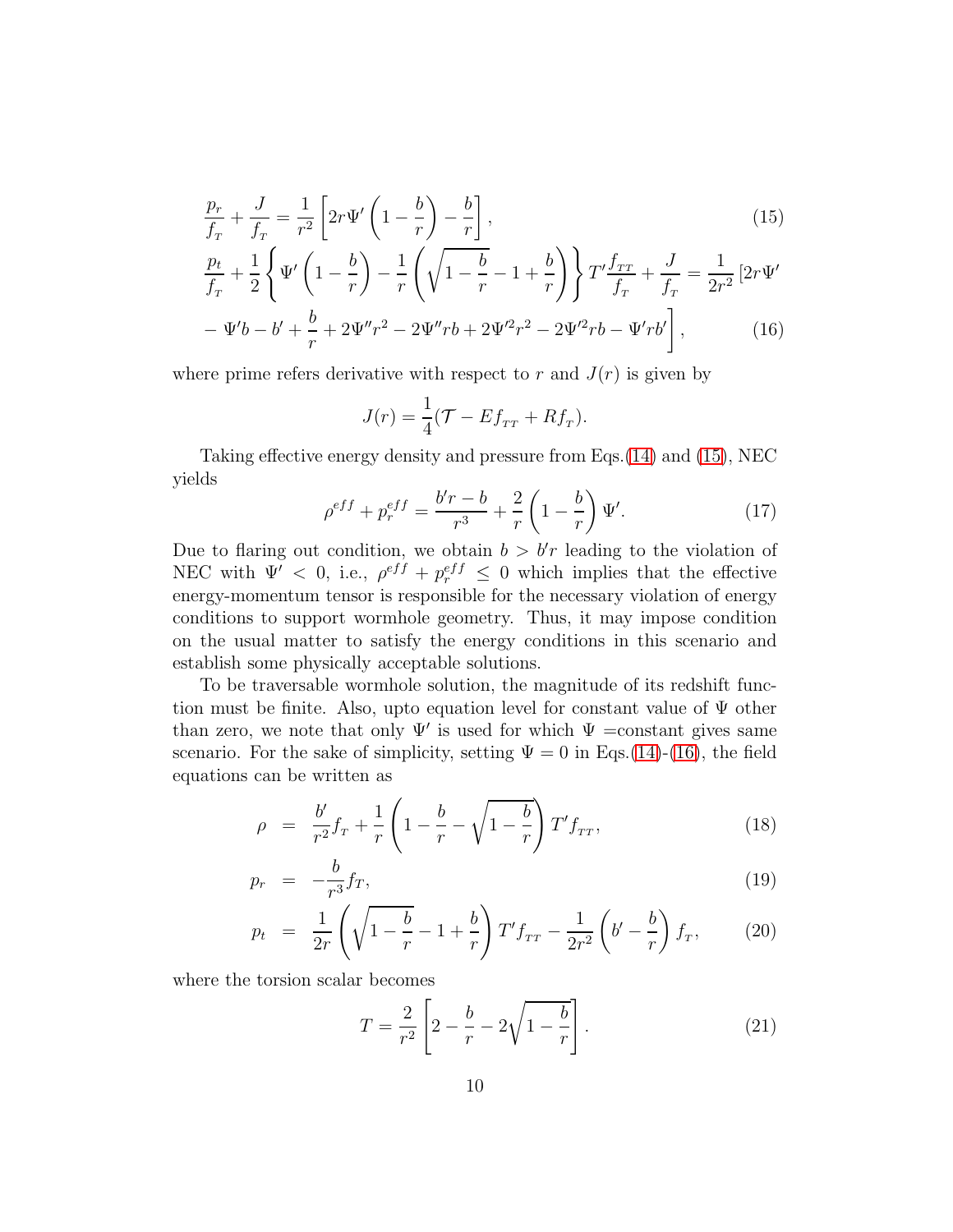$$\frac{p_r}{f_T} + \frac{J}{f_T} = \frac{1}{r^2}\left[2r\Psi'\left(1-\frac{b}{r}\right) - \frac{b}{r}\right], \tag{15}$$

$$\frac{p_t}{f_T} + \frac{1}{2}\left\{\Psi'\left(1-\frac{b}{r}\right) - \frac{1}{r}\left(\sqrt{1-\frac{b}{r}} - 1 + \frac{b}{r}\right)\right\}T'\frac{f_{TT}}{f_T} + \frac{J}{f_T} = \frac{1}{2r^2}\left[2r\Psi' - \Psi' b - b' + \frac{b}{r} + 2\Psi'' r^2 - 2\Psi'' rb + 2\Psi'^2 r^2 - 2\Psi'^2 rb - \Psi' rb'\right], \tag{16}$$

where prime refers derivative with respect to $r$ and $J(r)$ is given by

$$J(r) = \frac{1}{4}(\mathcal{T} - E f_{TT} + R f_T).$$

Taking effective energy density and pressure from Eqs.(14) and (15), NEC yields

$$\rho^{eff} + p_r^{eff} = \frac{b'r - b}{r^3} + \frac{2}{r}\left(1-\frac{b}{r}\right)\Psi'. \tag{17}$$

Due to flaring out condition, we obtain $b > b'r$ leading to the violation of NEC with $\Psi' < 0$, i.e., $\rho^{eff} + p_r^{eff} \leq 0$ which implies that the effective energy-momentum tensor is responsible for the necessary violation of energy conditions to support wormhole geometry. Thus, it may impose condition on the usual matter to satisfy the energy conditions in this scenario and establish some physically acceptable solutions.

To be traversable wormhole solution, the magnitude of its redshift function must be finite. Also, upto equation level for constant value of $\Psi$ other than zero, we note that only $\Psi'$ is used for which $\Psi$ =constant gives same scenario. For the sake of simplicity, setting $\Psi = 0$ in Eqs.(14)-(16), the field equations can be written as

$$\rho = \frac{b'}{r^2}f_T + \frac{1}{r}\left(1 - \frac{b}{r} - \sqrt{1-\frac{b}{r}}\right)T' f_{TT}, \tag{18}$$

$$p_r = -\frac{b}{r^3}f_T, \tag{19}$$

$$p_t = \frac{1}{2r}\left(\sqrt{1-\frac{b}{r}} - 1 + \frac{b}{r}\right)T' f_{TT} - \frac{1}{2r^2}\left(b' - \frac{b}{r}\right)f_T, \tag{20}$$

where the torsion scalar becomes

$$T = \frac{2}{r^2}\left[2 - \frac{b}{r} - 2\sqrt{1-\frac{b}{r}}\right]. \tag{21}$$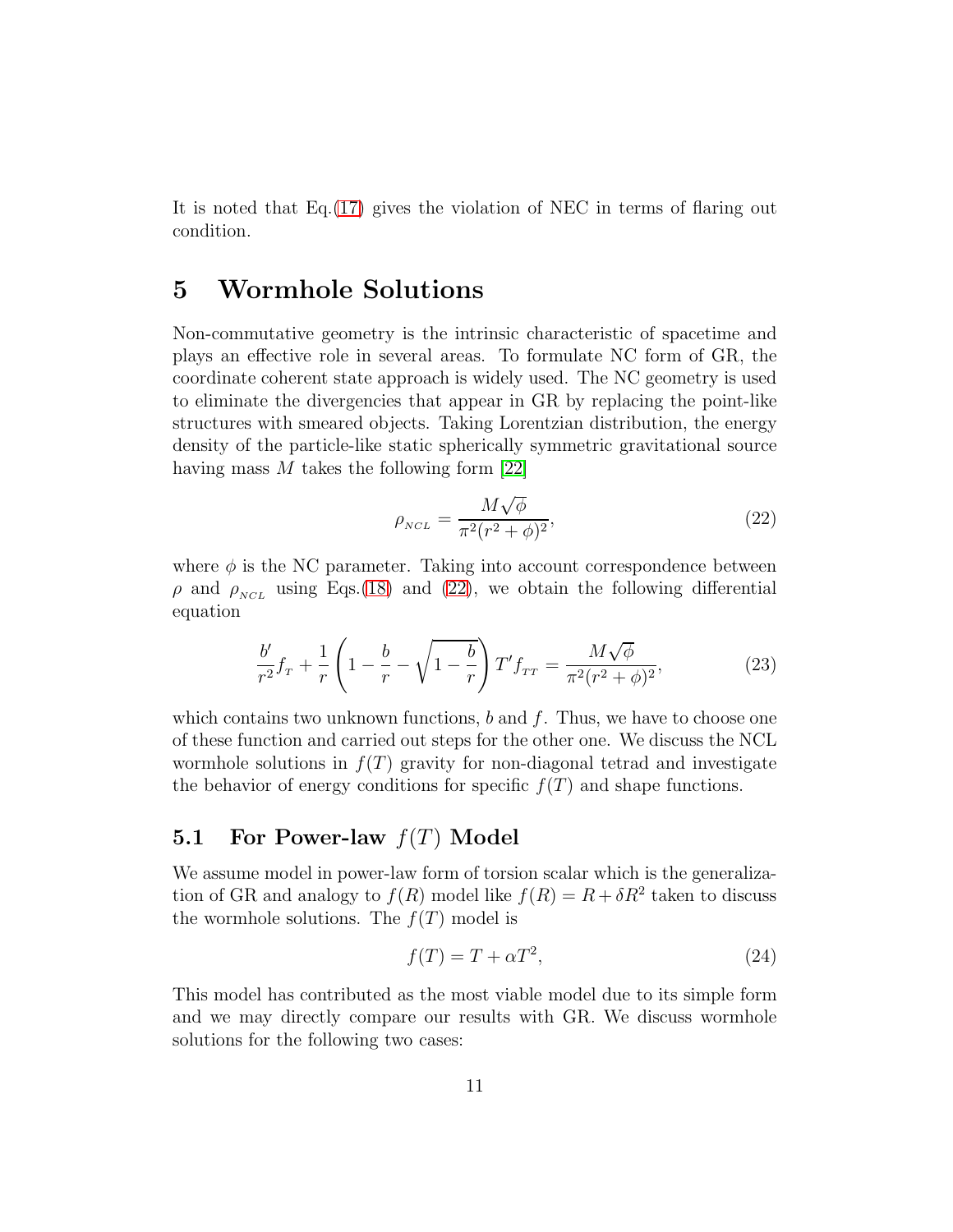It is noted that Eq.(17) gives the violation of NEC in terms of flaring out condition.

# 5 Wormhole Solutions

Non-commutative geometry is the intrinsic characteristic of spacetime and plays an effective role in several areas. To formulate NC form of GR, the coordinate coherent state approach is widely used. The NC geometry is used to eliminate the divergencies that appear in GR by replacing the point-like structures with smeared objects. Taking Lorentzian distribution, the energy density of the particle-like static spherically symmetric gravitational source having mass $M$ takes the following form [22]

$$\rho_{_{NCL}} = \frac{M\sqrt{\phi}}{\pi^2(r^2+\phi)^2}, \tag{22}$$

where $\phi$ is the NC parameter. Taking into account correspondence between $\rho$ and $\rho_{_{NCL}}$ using Eqs.(18) and (22), we obtain the following differential equation

$$\frac{b'}{r^2}f_{_T} + \frac{1}{r}\left(1-\frac{b}{r}-\sqrt{1-\frac{b}{r}}\right)T'f_{_{TT}} = \frac{M\sqrt{\phi}}{\pi^2(r^2+\phi)^2}, \tag{23}$$

which contains two unknown functions, $b$ and $f$. Thus, we have to choose one of these function and carried out steps for the other one. We discuss the NCL wormhole solutions in $f(T)$ gravity for non-diagonal tetrad and investigate the behavior of energy conditions for specific $f(T)$ and shape functions.

## 5.1 For Power-law $f(T)$ Model

We assume model in power-law form of torsion scalar which is the generalization of GR and analogy to $f(R)$ model like $f(R) = R + \delta R^2$ taken to discuss the wormhole solutions. The $f(T)$ model is

$$f(T) = T + \alpha T^2, \tag{24}$$

This model has contributed as the most viable model due to its simple form and we may directly compare our results with GR. We discuss wormhole solutions for the following two cases: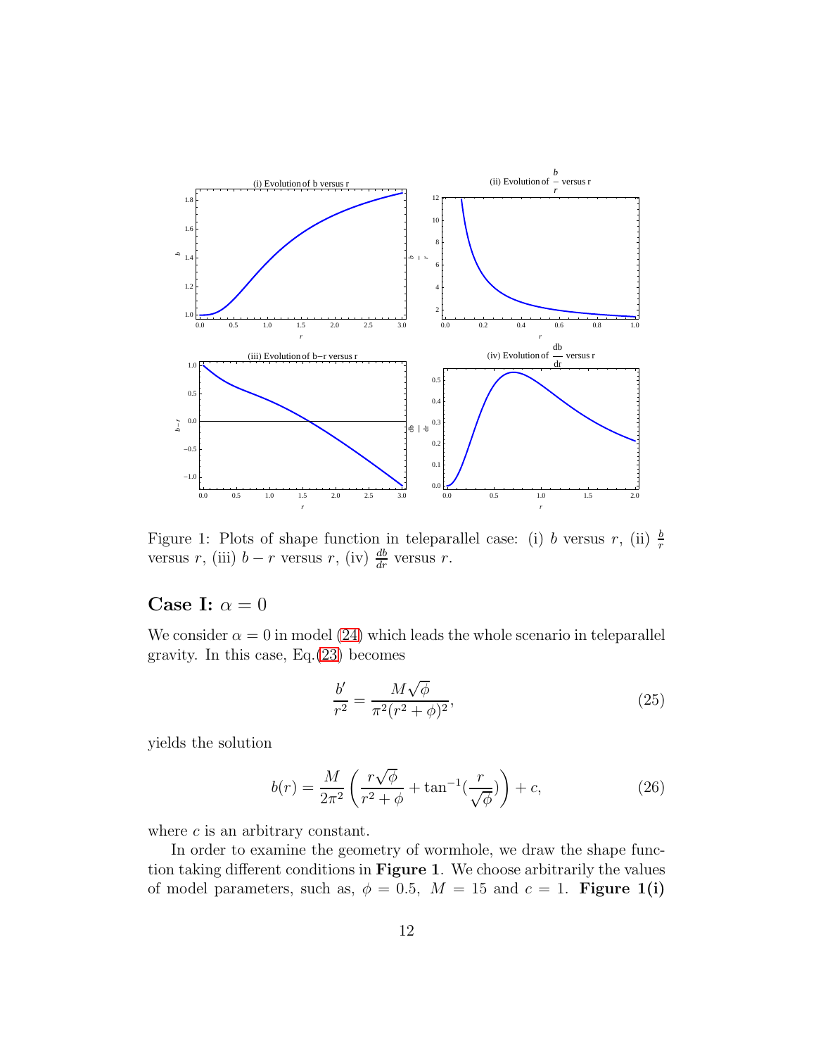Figure 1: Plots of shape function in teleparallel case: (i) $b$ versus $r$, (ii) $\frac{b}{r}$ versus $r$, (iii) $b-r$ versus $r$, (iv) $\frac{db}{dr}$ versus $r$.

## Case I: $\alpha = 0$

We consider $\alpha = 0$ in model (24) which leads the whole scenario in teleparallel gravity. In this case, Eq.(23) becomes

$$\frac{b'}{r^2} = \frac{M\sqrt{\phi}}{\pi^2(r^2+\phi)^2}, \tag{25}$$

yields the solution

$$b(r) = \frac{M}{2\pi^2}\left(\frac{r\sqrt{\phi}}{r^2+\phi} + \tan^{-1}(\frac{r}{\sqrt{\phi}})\right) + c, \tag{26}$$

where $c$ is an arbitrary constant.

In order to examine the geometry of wormhole, we draw the shape function taking different conditions in **Figure 1**. We choose arbitrarily the values of model parameters, such as, $\phi = 0.5$, $M = 15$ and $c = 1$. **Figure 1(i)**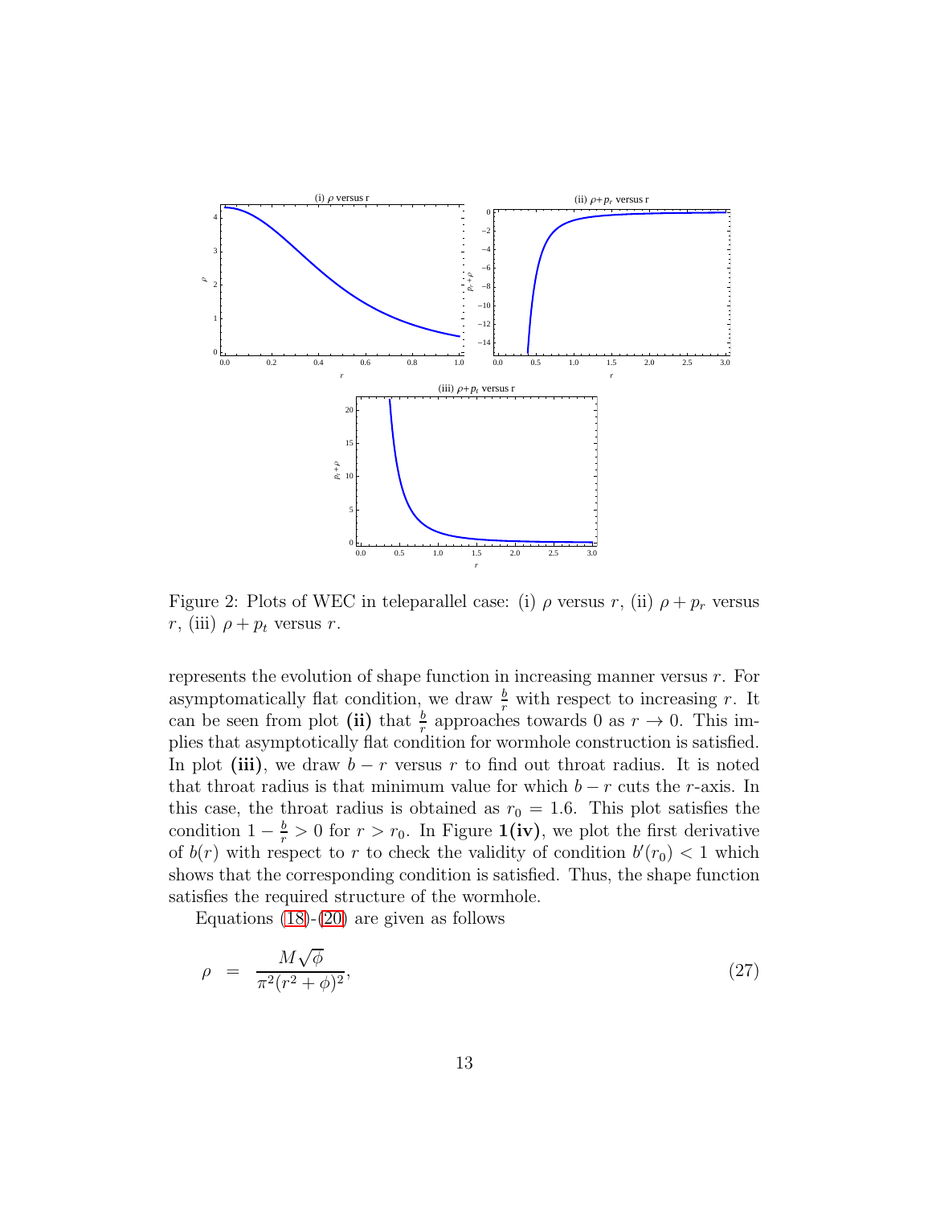Figure 2: Plots of WEC in teleparallel case: (i) $\rho$ versus $r$, (ii) $\rho + p_r$ versus $r$, (iii) $\rho + p_t$ versus $r$.

represents the evolution of shape function in increasing manner versus $r$. For asymptomatically flat condition, we draw $\frac{b}{r}$ with respect to increasing $r$. It can be seen from plot **(ii)** that $\frac{b}{r}$ approaches towards 0 as $r \to 0$. This implies that asymptotically flat condition for wormhole construction is satisfied. In plot **(iii)**, we draw $b - r$ versus $r$ to find out throat radius. It is noted that throat radius is that minimum value for which $b - r$ cuts the $r$-axis. In this case, the throat radius is obtained as $r_0 = 1.6$. This plot satisfies the condition $1 - \frac{b}{r} > 0$ for $r > r_0$. In Figure **1(iv)**, we plot the first derivative of $b(r)$ with respect to $r$ to check the validity of condition $b'(r_0) < 1$ which shows that the corresponding condition is satisfied. Thus, the shape function satisfies the required structure of the wormhole.

Equations (18)-(20) are given as follows

$$\rho = \frac{M\sqrt{\phi}}{\pi^2(r^2 + \phi)^2}, \tag{27}$$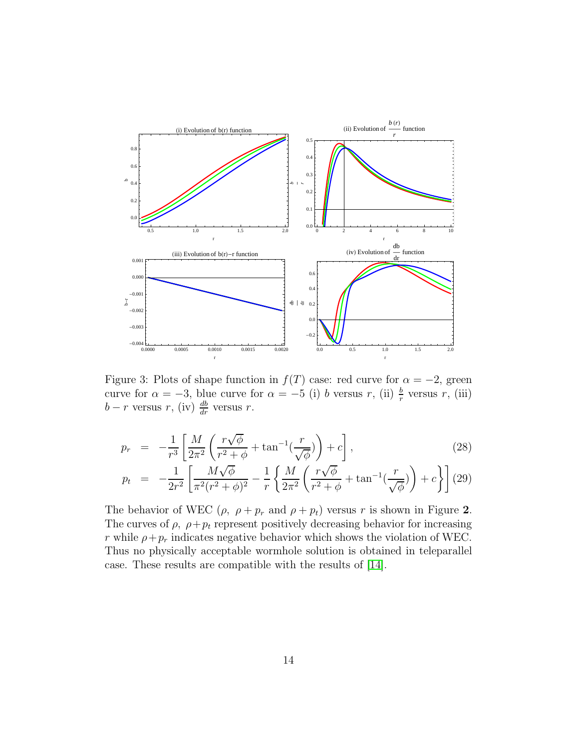Figure 3: Plots of shape function in $f(T)$ case: red curve for $\alpha = -2$, green curve for $\alpha = -3$, blue curve for $\alpha = -5$ (i) $b$ versus $r$, (ii) $\frac{b}{r}$ versus $r$, (iii) $b - r$ versus $r$, (iv) $\frac{db}{dr}$ versus $r$.

$$p_r = -\frac{1}{r^3}\left[\frac{M}{2\pi^2}\left(\frac{r\sqrt{\phi}}{r^2+\phi}+\tan^{-1}\left(\frac{r}{\sqrt{\phi}}\right)\right)+c\right], \tag{28}$$

$$p_t = -\frac{1}{2r^2}\left[\frac{M\sqrt{\phi}}{\pi^2(r^2+\phi)^2}-\frac{1}{r}\left\{\frac{M}{2\pi^2}\left(\frac{r\sqrt{\phi}}{r^2+\phi}+\tan^{-1}\left(\frac{r}{\sqrt{\phi}}\right)\right)+c\right\}\right] \tag{29}$$

The behavior of WEC ($\rho,\ \rho + p_r$ and $\rho + p_t$) versus $r$ is shown in Figure **2**. The curves of $\rho,\ \rho + p_t$ represent positively decreasing behavior for increasing $r$ while $\rho + p_r$ indicates negative behavior which shows the violation of WEC. Thus no physically acceptable wormhole solution is obtained in teleparallel case. These results are compatible with the results of [14].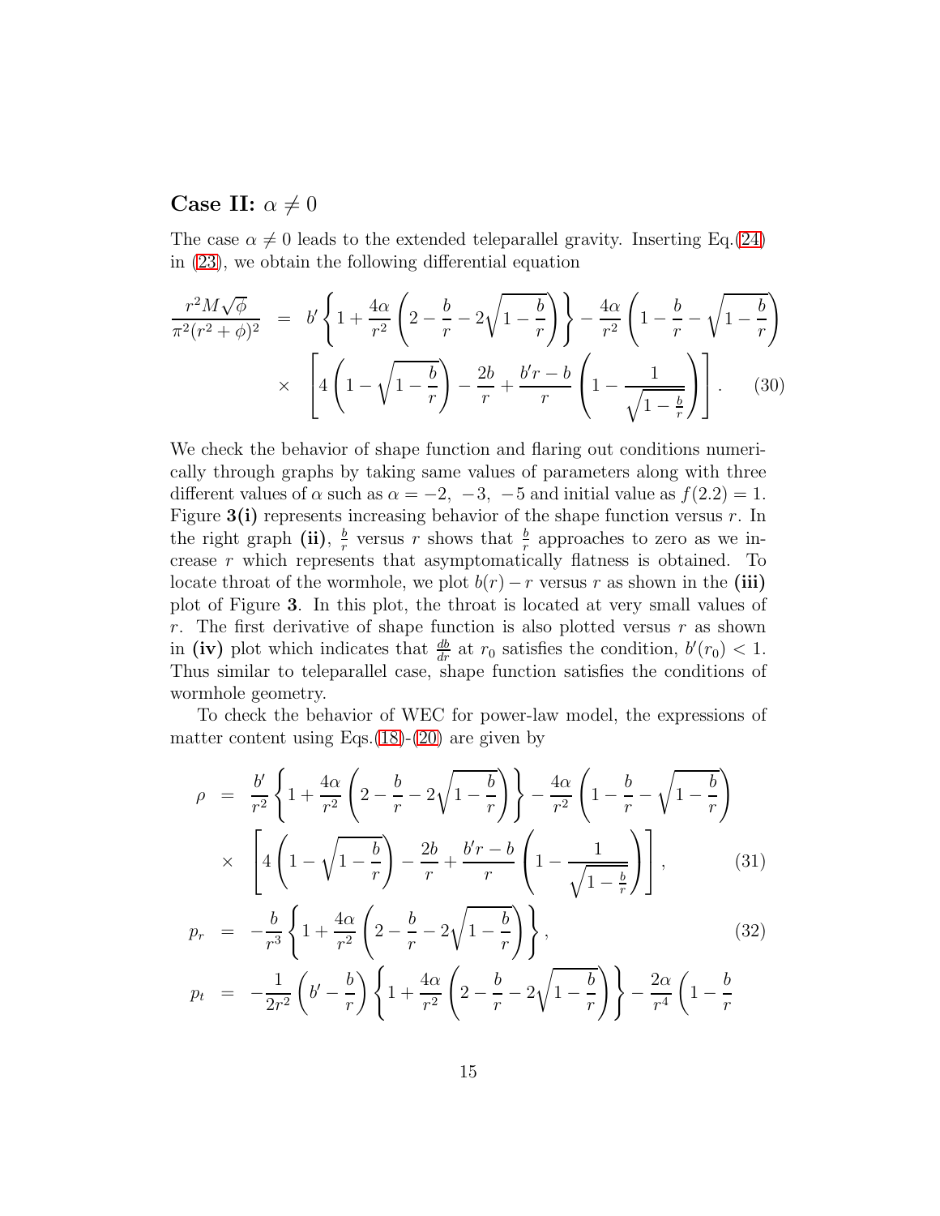## Case II: $\alpha \neq 0$

The case $\alpha \neq 0$ leads to the extended teleparallel gravity. Inserting Eq.(24) in (23), we obtain the following differential equation

$$
\begin{aligned}
\frac{r^2 M\sqrt{\phi}}{\pi^2(r^2+\phi)^2} &= b'\left\{1+\frac{4\alpha}{r^2}\left(2-\frac{b}{r}-2\sqrt{1-\frac{b}{r}}\right)\right\}-\frac{4\alpha}{r^2}\left(1-\frac{b}{r}-\sqrt{1-\frac{b}{r}}\right)\\
&\times \left[4\left(1-\sqrt{1-\frac{b}{r}}\right)-\frac{2b}{r}+\frac{b'r-b}{r}\left(1-\frac{1}{\sqrt{1-\frac{b}{r}}}\right)\right]. \qquad (30)
\end{aligned}
$$

We check the behavior of shape function and flaring out conditions numerically through graphs by taking same values of parameters along with three different values of $\alpha$ such as $\alpha=-2,\ -3,\ -5$ and initial value as $f(2.2)=1$. Figure **3(i)** represents increasing behavior of the shape function versus $r$. In the right graph **(ii)**, $\frac{b}{r}$ versus $r$ shows that $\frac{b}{r}$ approaches to zero as we increase $r$ which represents that asymptomatically flatness is obtained. To locate throat of the wormhole, we plot $b(r)-r$ versus $r$ as shown in the **(iii)** plot of Figure **3**. In this plot, the throat is located at very small values of $r$. The first derivative of shape function is also plotted versus $r$ as shown in **(iv)** plot which indicates that $\frac{db}{dr}$ at $r_0$ satisfies the condition, $b'(r_0)<1$. Thus similar to teleparallel case, shape function satisfies the conditions of wormhole geometry.

To check the behavior of WEC for power-law model, the expressions of matter content using Eqs.(18)-(20) are given by

$$
\begin{aligned}
\rho &= \frac{b'}{r^2}\left\{1+\frac{4\alpha}{r^2}\left(2-\frac{b}{r}-2\sqrt{1-\frac{b}{r}}\right)\right\}-\frac{4\alpha}{r^2}\left(1-\frac{b}{r}-\sqrt{1-\frac{b}{r}}\right)\\
&\times \left[4\left(1-\sqrt{1-\frac{b}{r}}\right)-\frac{2b}{r}+\frac{b'r-b}{r}\left(1-\frac{1}{\sqrt{1-\frac{b}{r}}}\right)\right], \qquad (31)\\
p_r &= -\frac{b}{r^3}\left\{1+\frac{4\alpha}{r^2}\left(2-\frac{b}{r}-2\sqrt{1-\frac{b}{r}}\right)\right\}, \qquad (32)\\
p_t &= -\frac{1}{2r^2}\left(b'-\frac{b}{r}\right)\left\{1+\frac{4\alpha}{r^2}\left(2-\frac{b}{r}-2\sqrt{1-\frac{b}{r}}\right)\right\}-\frac{2\alpha}{r^4}\left(1-\frac{b}{r}\right.
\end{aligned}
$$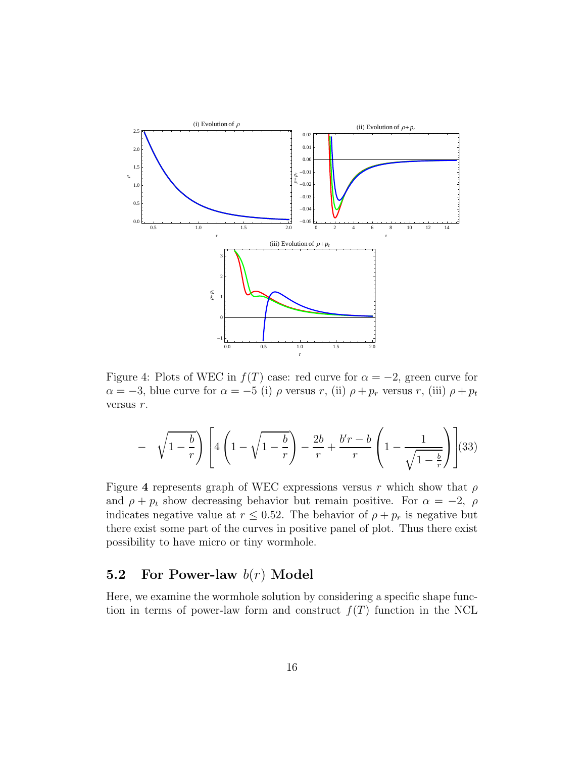Figure 4: Plots of WEC in $f(T)$ case: red curve for $\alpha = -2$, green curve for $\alpha = -3$, blue curve for $\alpha = -5$ (i) $\rho$ versus $r$, (ii) $\rho + p_r$ versus $r$, (iii) $\rho + p_t$ versus $r$.

$$- \left.\sqrt{1 - \frac{b}{r}}\right) \left[ 4\left(1 - \sqrt{1 - \frac{b}{r}}\right) - \frac{2b}{r} + \frac{b'r - b}{r}\left(1 - \frac{1}{\sqrt{1 - \frac{b}{r}}}\right) \right] \quad (33)$$

Figure **4** represents graph of WEC expressions versus $r$ which show that $\rho$ and $\rho + p_t$ show decreasing behavior but remain positive. For $\alpha = -2$, $\rho$ indicates negative value at $r \leq 0.52$. The behavior of $\rho + p_r$ is negative but there exist some part of the curves in positive panel of plot. Thus there exist possibility to have micro or tiny wormhole.

## 5.2 For Power-law $b(r)$ Model

Here, we examine the wormhole solution by considering a specific shape function in terms of power-law form and construct $f(T)$ function in the NCL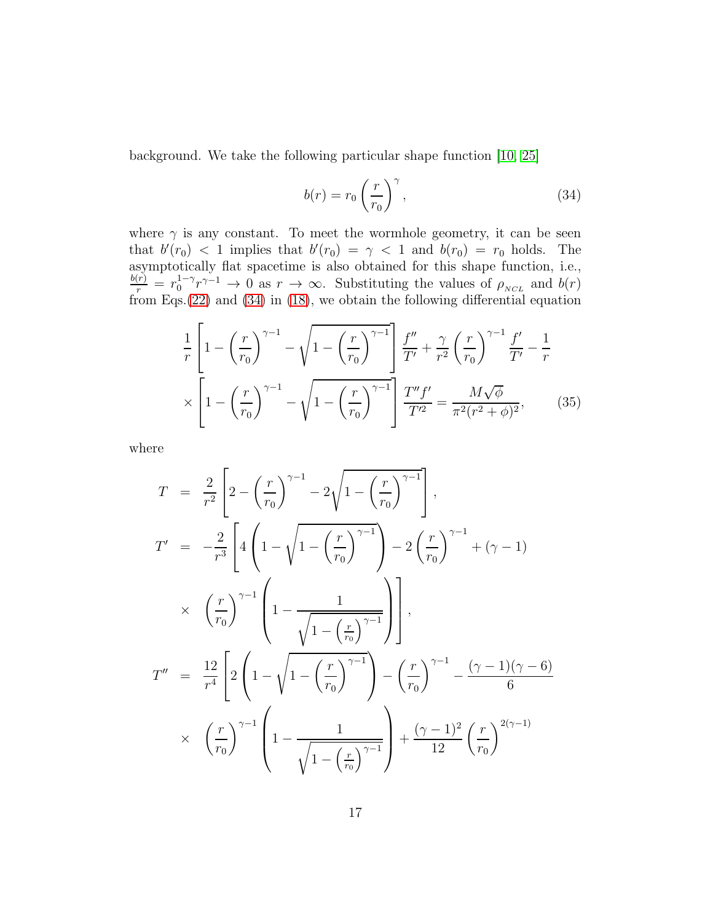background. We take the following particular shape function [10, 25]

$$
b(r) = r_0 \left(\frac{r}{r_0}\right)^{\gamma}, \tag{34}
$$

where $\gamma$ is any constant. To meet the wormhole geometry, it can be seen that $b'(r_0) < 1$ implies that $b'(r_0) = \gamma < 1$ and $b(r_0) = r_0$ holds. The asymptotically flat spacetime is also obtained for this shape function, i.e., $\frac{b(r)}{r} = r_0^{1-\gamma} r^{\gamma-1} \to 0$ as $r \to \infty$. Substituting the values of $\rho_{_{NCL}}$ and $b(r)$ from Eqs.(22) and (34) in (18), we obtain the following differential equation

$$
\begin{aligned}
&\frac{1}{r}\left[1-\left(\frac{r}{r_0}\right)^{\gamma-1}-\sqrt{1-\left(\frac{r}{r_0}\right)^{\gamma-1}}\right]\frac{f''}{T'}+\frac{\gamma}{r^2}\left(\frac{r}{r_0}\right)^{\gamma-1}\frac{f'}{T'}-\frac{1}{r}\\
&\times\left[1-\left(\frac{r}{r_0}\right)^{\gamma-1}-\sqrt{1-\left(\frac{r}{r_0}\right)^{\gamma-1}}\right]\frac{T''f'}{T'^2}=\frac{M\sqrt{\phi}}{\pi^2(r^2+\phi)^2},
\end{aligned} \tag{35}
$$

where

$$
\begin{aligned}
T &= \frac{2}{r^2}\left[2-\left(\frac{r}{r_0}\right)^{\gamma-1}-2\sqrt{1-\left(\frac{r}{r_0}\right)^{\gamma-1}}\right],\\
T' &= -\frac{2}{r^3}\left[4\left(1-\sqrt{1-\left(\frac{r}{r_0}\right)^{\gamma-1}}\right)-2\left(\frac{r}{r_0}\right)^{\gamma-1}+(\gamma-1)\right.\\
&\times\left.\left(\frac{r}{r_0}\right)^{\gamma-1}\left(1-\frac{1}{\sqrt{1-\left(\frac{r}{r_0}\right)^{\gamma-1}}}\right)\right],\\
T'' &= \frac{12}{r^4}\left[2\left(1-\sqrt{1-\left(\frac{r}{r_0}\right)^{\gamma-1}}\right)-\left(\frac{r}{r_0}\right)^{\gamma-1}-\frac{(\gamma-1)(\gamma-6)}{6}\right.\\
&\times\left(\frac{r}{r_0}\right)^{\gamma-1}\left(1-\frac{1}{\sqrt{1-\left(\frac{r}{r_0}\right)^{\gamma-1}}}\right)+\frac{(\gamma-1)^2}{12}\left(\frac{r}{r_0}\right)^{2(\gamma-1)}
\end{aligned}
$$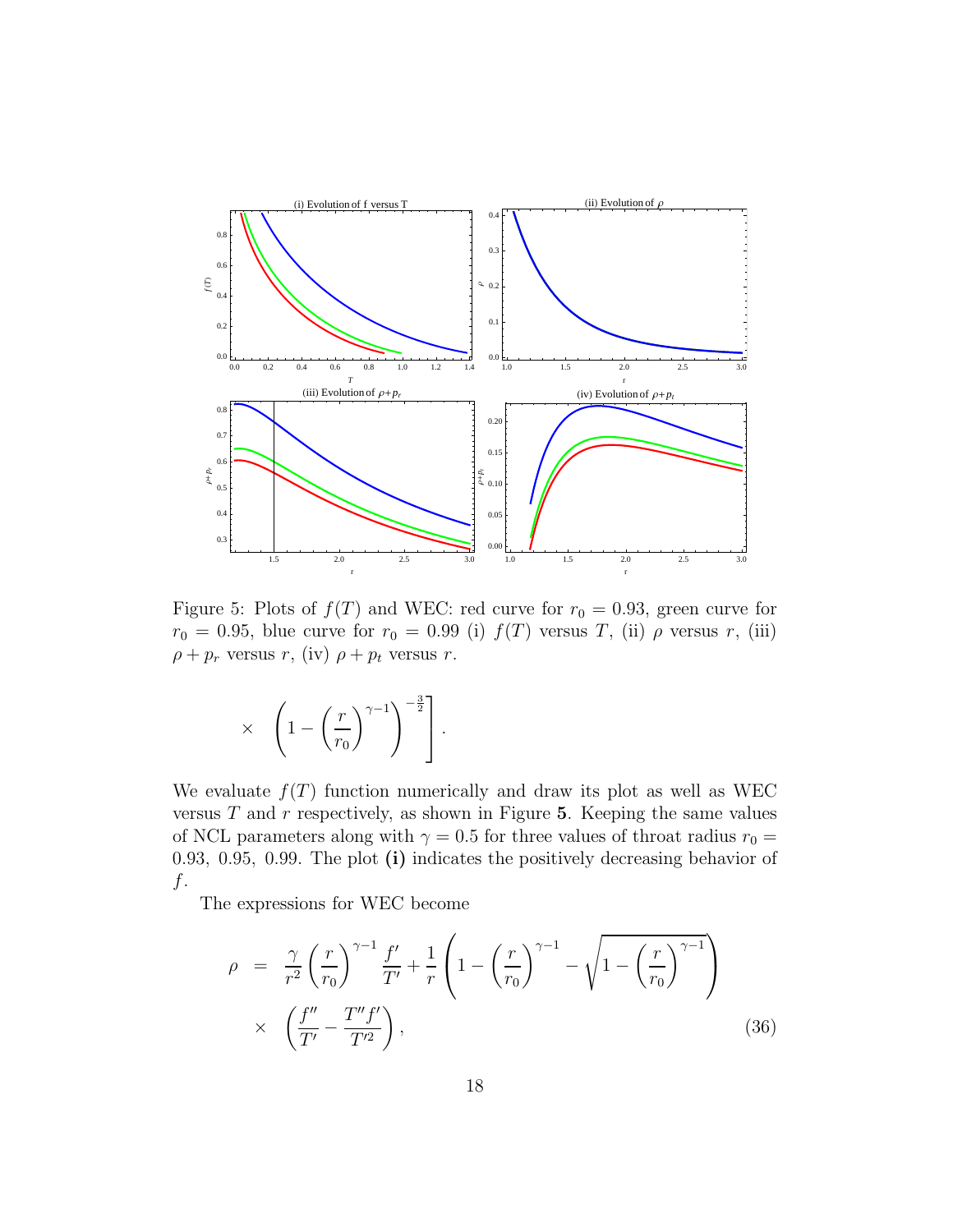Figure 5: Plots of $f(T)$ and WEC: red curve for $r_0 = 0.93$, green curve for $r_0 = 0.95$, blue curve for $r_0 = 0.99$ (i) $f(T)$ versus $T$, (ii) $\rho$ versus $r$, (iii) $\rho + p_r$ versus $r$, (iv) $\rho + p_t$ versus $r$.

$$\times \quad \left(1 - \left(\frac{r}{r_0}\right)^{\gamma-1}\right)^{-\frac{3}{2}}\Bigg].$$

We evaluate $f(T)$ function numerically and draw its plot as well as WEC versus $T$ and $r$ respectively, as shown in Figure **5**. Keeping the same values of NCL parameters along with $\gamma = 0.5$ for three values of throat radius $r_0 = 0.93,\ 0.95,\ 0.99$. The plot **(i)** indicates the positively decreasing behavior of $f$.

The expressions for WEC become

$$\begin{aligned}
\rho &= \frac{\gamma}{r^2}\left(\frac{r}{r_0}\right)^{\gamma-1}\frac{f'}{T'} + \frac{1}{r}\left(1 - \left(\frac{r}{r_0}\right)^{\gamma-1} - \sqrt{1 - \left(\frac{r}{r_0}\right)^{\gamma-1}}\right) \\
&\times \left(\frac{f''}{T'} - \frac{T''f'}{T'^2}\right),
\end{aligned} \tag{36}$$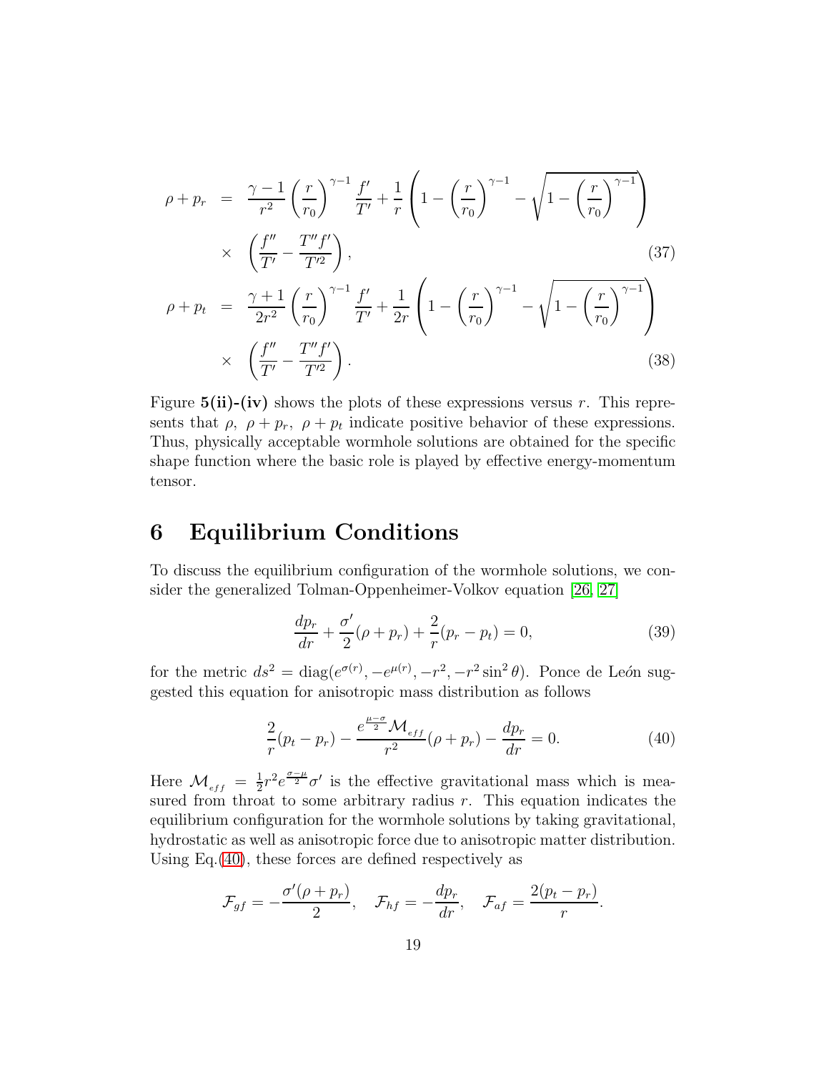$$
\begin{aligned}
\rho + p_r &= \frac{\gamma - 1}{r^2}\left(\frac{r}{r_0}\right)^{\gamma-1}\frac{f'}{T'} + \frac{1}{r}\left(1 - \left(\frac{r}{r_0}\right)^{\gamma-1} - \sqrt{1 - \left(\frac{r}{r_0}\right)^{\gamma-1}}\right) \\
&\times \left(\frac{f''}{T'} - \frac{T''f'}{T'^2}\right), \qquad (37) \\
\rho + p_t &= \frac{\gamma + 1}{2r^2}\left(\frac{r}{r_0}\right)^{\gamma-1}\frac{f'}{T'} + \frac{1}{2r}\left(1 - \left(\frac{r}{r_0}\right)^{\gamma-1} - \sqrt{1 - \left(\frac{r}{r_0}\right)^{\gamma-1}}\right) \\
&\times \left(\frac{f''}{T'} - \frac{T''f'}{T'^2}\right). \qquad (38)
\end{aligned}
$$

Figure **5(ii)-(iv)** shows the plots of these expressions versus $r$. This represents that $\rho,\ \rho + p_r,\ \rho + p_t$ indicate positive behavior of these expressions. Thus, physically acceptable wormhole solutions are obtained for the specific shape function where the basic role is played by effective energy-momentum tensor.

## 6 Equilibrium Conditions

To discuss the equilibrium configuration of the wormhole solutions, we consider the generalized Tolman-Oppenheimer-Volkov equation [26, 27]

$$
\frac{dp_r}{dr} + \frac{\sigma'}{2}(\rho + p_r) + \frac{2}{r}(p_r - p_t) = 0, \qquad (39)
$$

for the metric $ds^2 = \text{diag}(e^{\sigma(r)}, -e^{\mu(r)}, -r^2, -r^2\sin^2\theta)$. Ponce de León suggested this equation for anisotropic mass distribution as follows

$$
\frac{2}{r}(p_t - p_r) - \frac{e^{\frac{\mu-\sigma}{2}}\mathcal{M}_{eff}}{r^2}(\rho + p_r) - \frac{dp_r}{dr} = 0. \qquad (40)
$$

Here $\mathcal{M}_{eff} = \frac{1}{2}r^2 e^{\frac{\sigma-\mu}{2}}\sigma'$ is the effective gravitational mass which is measured from throat to some arbitrary radius $r$. This equation indicates the equilibrium configuration for the wormhole solutions by taking gravitational, hydrostatic as well as anisotropic force due to anisotropic matter distribution. Using Eq.(40), these forces are defined respectively as

$$
\mathcal{F}_{gf} = -\frac{\sigma'(\rho + p_r)}{2}, \quad \mathcal{F}_{hf} = -\frac{dp_r}{dr}, \quad \mathcal{F}_{af} = \frac{2(p_t - p_r)}{r}.
$$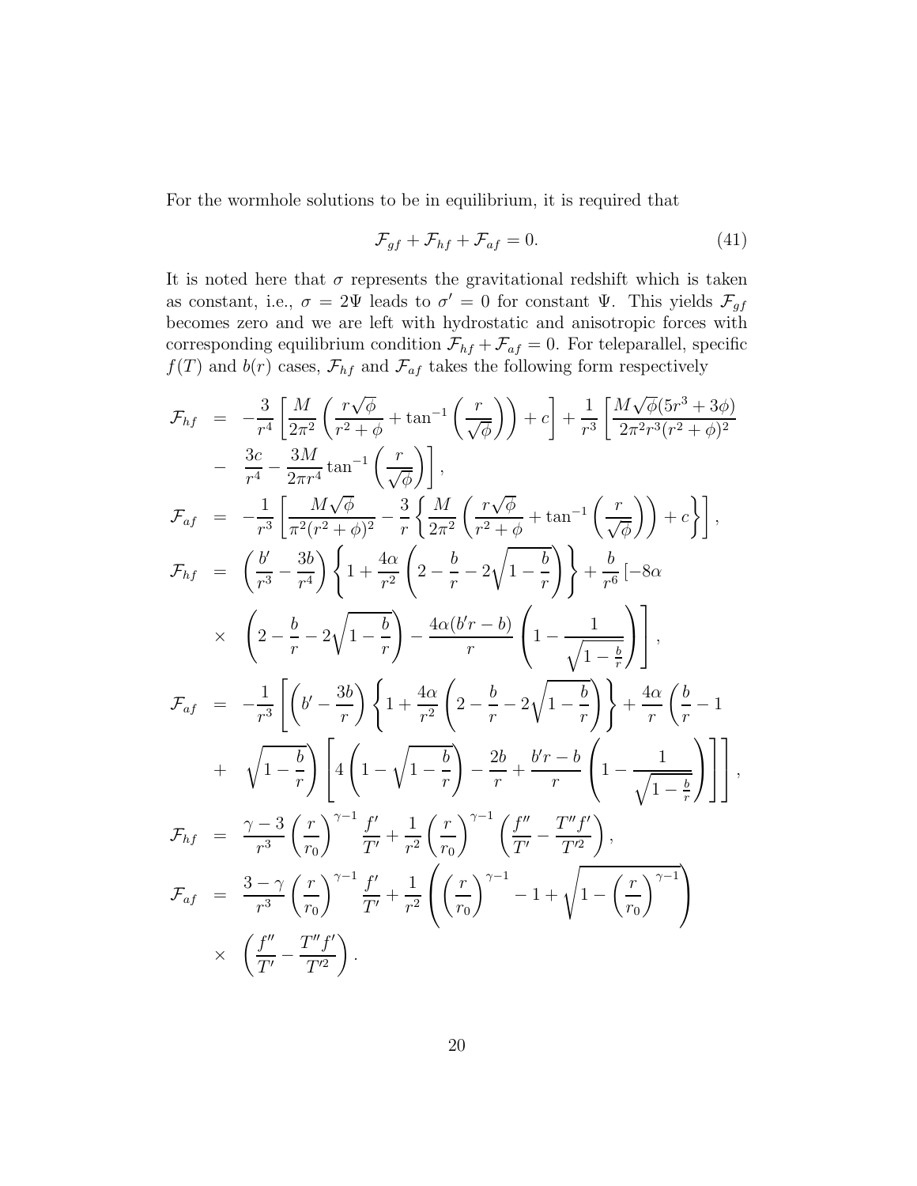For the wormhole solutions to be in equilibrium, it is required that

$$\mathcal{F}_{gf}+\mathcal{F}_{hf}+\mathcal{F}_{af}=0. \tag{41}$$

It is noted here that $\sigma$ represents the gravitational redshift which is taken as constant, i.e., $\sigma=2\Psi$ leads to $\sigma'=0$ for constant $\Psi$. This yields $\mathcal{F}_{gf}$ becomes zero and we are left with hydrostatic and anisotropic forces with corresponding equilibrium condition $\mathcal{F}_{hf}+\mathcal{F}_{af}=0$. For teleparallel, specific $f(T)$ and $b(r)$ cases, $\mathcal{F}_{hf}$ and $\mathcal{F}_{af}$ takes the following form respectively

$$\begin{aligned}
\mathcal{F}_{hf} &= -\frac{3}{r^4}\left[\frac{M}{2\pi^2}\left(\frac{r\sqrt{\phi}}{r^2+\phi}+\tan^{-1}\left(\frac{r}{\sqrt{\phi}}\right)\right)+c\right]+\frac{1}{r^3}\left[\frac{M\sqrt{\phi}(5r^3+3\phi)}{2\pi^2r^3(r^2+\phi)^2}\right.\\
&- \left.\frac{3c}{r^4}-\frac{3M}{2\pi r^4}\tan^{-1}\left(\frac{r}{\sqrt{\phi}}\right)\right],\\
\mathcal{F}_{af} &= -\frac{1}{r^3}\left[\frac{M\sqrt{\phi}}{\pi^2(r^2+\phi)^2}-\frac{3}{r}\left\{\frac{M}{2\pi^2}\left(\frac{r\sqrt{\phi}}{r^2+\phi}+\tan^{-1}\left(\frac{r}{\sqrt{\phi}}\right)\right)+c\right\}\right],\\
\mathcal{F}_{hf} &= \left(\frac{b'}{r^3}-\frac{3b}{r^4}\right)\left\{1+\frac{4\alpha}{r^2}\left(2-\frac{b}{r}-2\sqrt{1-\frac{b}{r}}\right)\right\}+\frac{b}{r^6}\left[-8\alpha\right.\\
&\times \left.\left(2-\frac{b}{r}-2\sqrt{1-\frac{b}{r}}\right)-\frac{4\alpha(b'r-b)}{r}\left(1-\frac{1}{\sqrt{1-\frac{b}{r}}}\right)\right],\\
\mathcal{F}_{af} &= -\frac{1}{r^3}\left[\left(b'-\frac{3b}{r}\right)\left\{1+\frac{4\alpha}{r^2}\left(2-\frac{b}{r}-2\sqrt{1-\frac{b}{r}}\right)\right\}+\frac{4\alpha}{r}\left(\frac{b}{r}-1\right.\right.\\
&+ \left.\left.\sqrt{1-\frac{b}{r}}\right)\left[4\left(1-\sqrt{1-\frac{b}{r}}\right)-\frac{2b}{r}+\frac{b'r-b}{r}\left(1-\frac{1}{\sqrt{1-\frac{b}{r}}}\right)\right]\right],\\
\mathcal{F}_{hf} &= \frac{\gamma-3}{r^3}\left(\frac{r}{r_0}\right)^{\gamma-1}\frac{f'}{T'}+\frac{1}{r^2}\left(\frac{r}{r_0}\right)^{\gamma-1}\left(\frac{f''}{T'}-\frac{T''f'}{T'^2}\right),\\
\mathcal{F}_{af} &= \frac{3-\gamma}{r^3}\left(\frac{r}{r_0}\right)^{\gamma-1}\frac{f'}{T'}+\frac{1}{r^2}\left(\left(\frac{r}{r_0}\right)^{\gamma-1}-1+\sqrt{1-\left(\frac{r}{r_0}\right)^{\gamma-1}}\right)\\
&\times \left(\frac{f''}{T'}-\frac{T''f'}{T'^2}\right).
\end{aligned}$$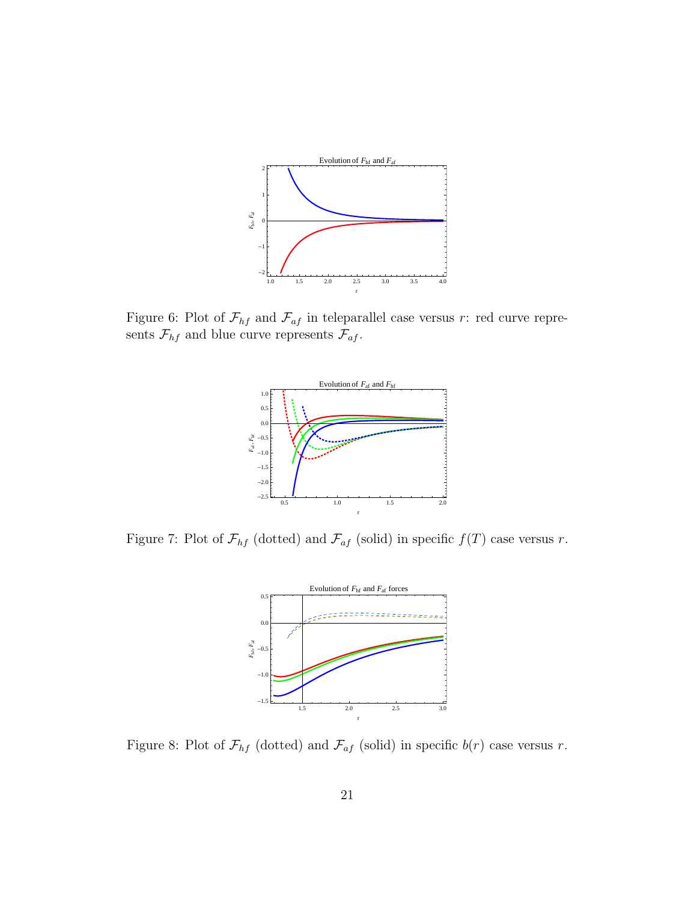Figure 6: Plot of $\mathcal{F}_{hf}$ and $\mathcal{F}_{af}$ in teleparallel case versus $r$: red curve represents $\mathcal{F}_{hf}$ and blue curve represents $\mathcal{F}_{af}$.

Figure 7: Plot of $\mathcal{F}_{hf}$ (dotted) and $\mathcal{F}_{af}$ (solid) in specific $f(T)$ case versus $r$.

Figure 8: Plot of $\mathcal{F}_{hf}$ (dotted) and $\mathcal{F}_{af}$ (solid) in specific $b(r)$ case versus $r$.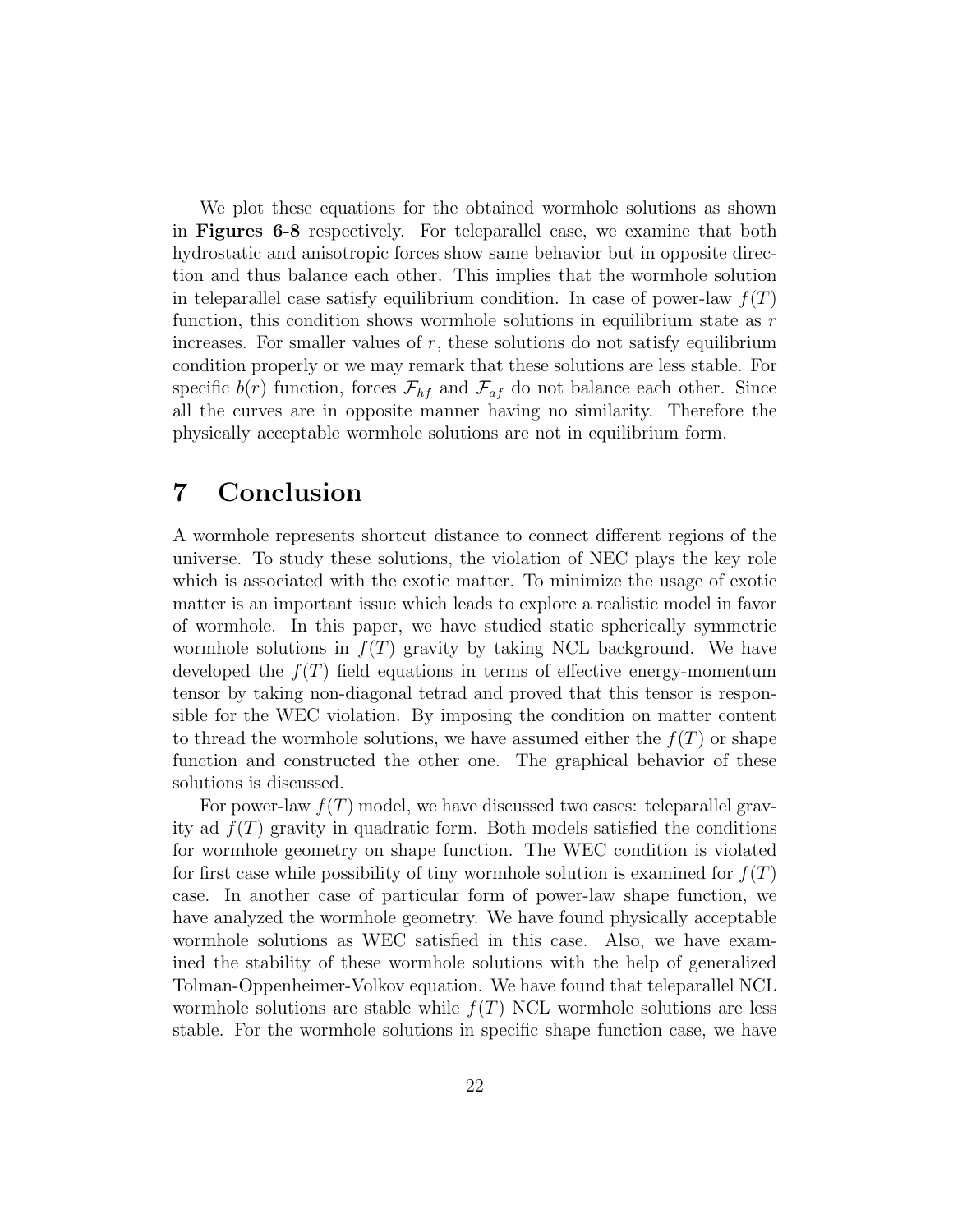We plot these equations for the obtained wormhole solutions as shown in **Figures 6-8** respectively. For teleparallel case, we examine that both hydrostatic and anisotropic forces show same behavior but in opposite direction and thus balance each other. This implies that the wormhole solution in teleparallel case satisfy equilibrium condition. In case of power-law $f(T)$ function, this condition shows wormhole solutions in equilibrium state as $r$ increases. For smaller values of $r$, these solutions do not satisfy equilibrium condition properly or we may remark that these solutions are less stable. For specific $b(r)$ function, forces $\mathcal{F}_{hf}$ and $\mathcal{F}_{af}$ do not balance each other. Since all the curves are in opposite manner having no similarity. Therefore the physically acceptable wormhole solutions are not in equilibrium form.

# 7 Conclusion

A wormhole represents shortcut distance to connect different regions of the universe. To study these solutions, the violation of NEC plays the key role which is associated with the exotic matter. To minimize the usage of exotic matter is an important issue which leads to explore a realistic model in favor of wormhole. In this paper, we have studied static spherically symmetric wormhole solutions in $f(T)$ gravity by taking NCL background. We have developed the $f(T)$ field equations in terms of effective energy-momentum tensor by taking non-diagonal tetrad and proved that this tensor is responsible for the WEC violation. By imposing the condition on matter content to thread the wormhole solutions, we have assumed either the $f(T)$ or shape function and constructed the other one. The graphical behavior of these solutions is discussed.

For power-law $f(T)$ model, we have discussed two cases: teleparallel gravity ad $f(T)$ gravity in quadratic form. Both models satisfied the conditions for wormhole geometry on shape function. The WEC condition is violated for first case while possibility of tiny wormhole solution is examined for $f(T)$ case. In another case of particular form of power-law shape function, we have analyzed the wormhole geometry. We have found physically acceptable wormhole solutions as WEC satisfied in this case. Also, we have examined the stability of these wormhole solutions with the help of generalized Tolman-Oppenheimer-Volkov equation. We have found that teleparallel NCL wormhole solutions are stable while $f(T)$ NCL wormhole solutions are less stable. For the wormhole solutions in specific shape function case, we have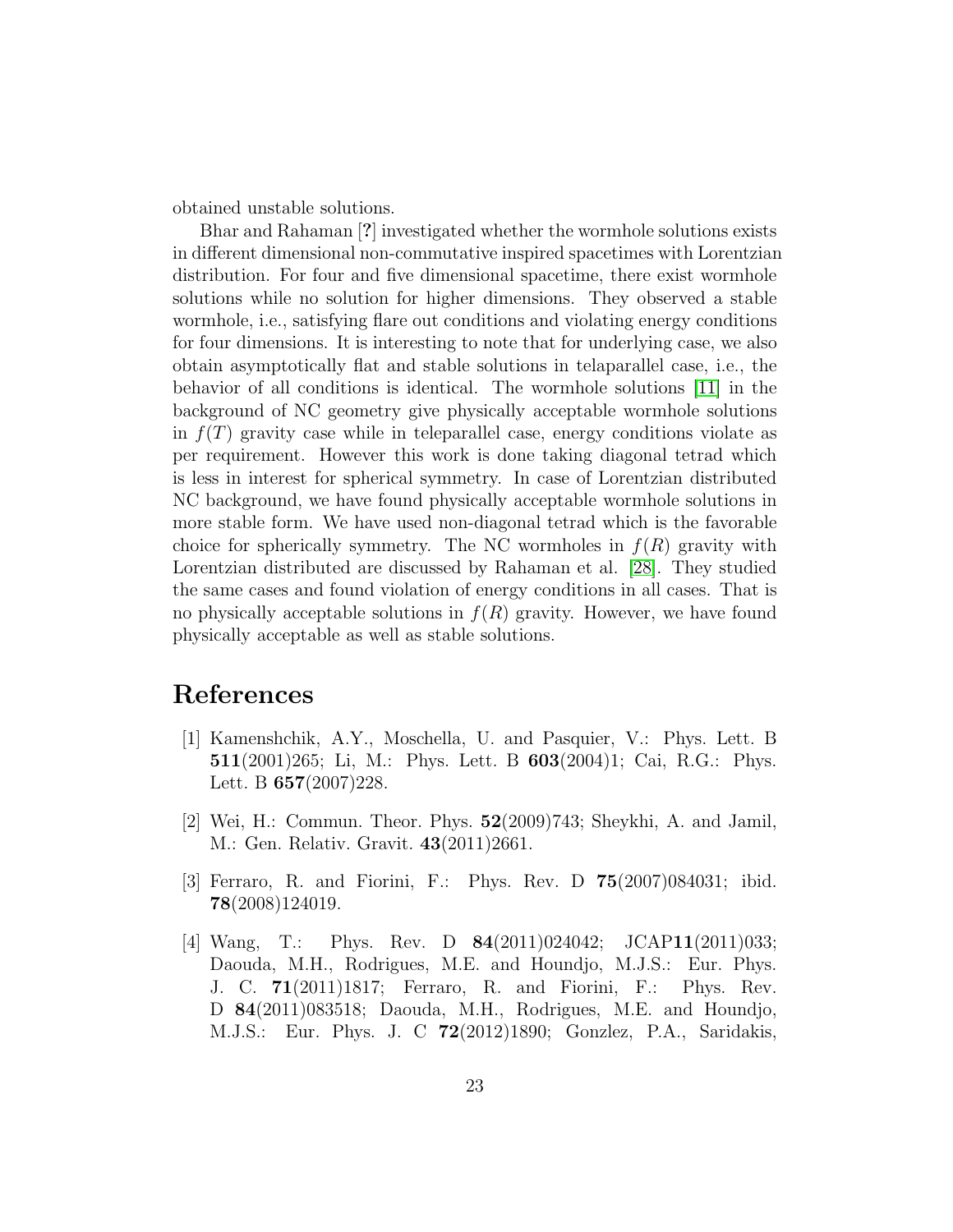obtained unstable solutions.

Bhar and Rahaman [**?**] investigated whether the wormhole solutions exists in different dimensional non-commutative inspired spacetimes with Lorentzian distribution. For four and five dimensional spacetime, there exist wormhole solutions while no solution for higher dimensions. They observed a stable wormhole, i.e., satisfying flare out conditions and violating energy conditions for four dimensions. It is interesting to note that for underlying case, we also obtain asymptotically flat and stable solutions in telaparallel case, i.e., the behavior of all conditions is identical. The wormhole solutions [11] in the background of NC geometry give physically acceptable wormhole solutions in $f(T)$ gravity case while in teleparallel case, energy conditions violate as per requirement. However this work is done taking diagonal tetrad which is less in interest for spherical symmetry. In case of Lorentzian distributed NC background, we have found physically acceptable wormhole solutions in more stable form. We have used non-diagonal tetrad which is the favorable choice for spherically symmetry. The NC wormholes in $f(R)$ gravity with Lorentzian distributed are discussed by Rahaman et al. [28]. They studied the same cases and found violation of energy conditions in all cases. That is no physically acceptable solutions in $f(R)$ gravity. However, we have found physically acceptable as well as stable solutions.

# References

[1] Kamenshchik, A.Y., Moschella, U. and Pasquier, V.: Phys. Lett. B **511**(2001)265; Li, M.: Phys. Lett. B **603**(2004)1; Cai, R.G.: Phys. Lett. B **657**(2007)228.

[2] Wei, H.: Commun. Theor. Phys. **52**(2009)743; Sheykhi, A. and Jamil, M.: Gen. Relativ. Gravit. **43**(2011)2661.

[3] Ferraro, R. and Fiorini, F.: Phys. Rev. D **75**(2007)084031; ibid. **78**(2008)124019.

[4] Wang, T.: Phys. Rev. D **84**(2011)024042; JCAP**11**(2011)033; Daouda, M.H., Rodrigues, M.E. and Houndjo, M.J.S.: Eur. Phys. J. C. **71**(2011)1817; Ferraro, R. and Fiorini, F.: Phys. Rev. D **84**(2011)083518; Daouda, M.H., Rodrigues, M.E. and Houndjo, M.J.S.: Eur. Phys. J. C **72**(2012)1890; Gonzlez, P.A., Saridakis,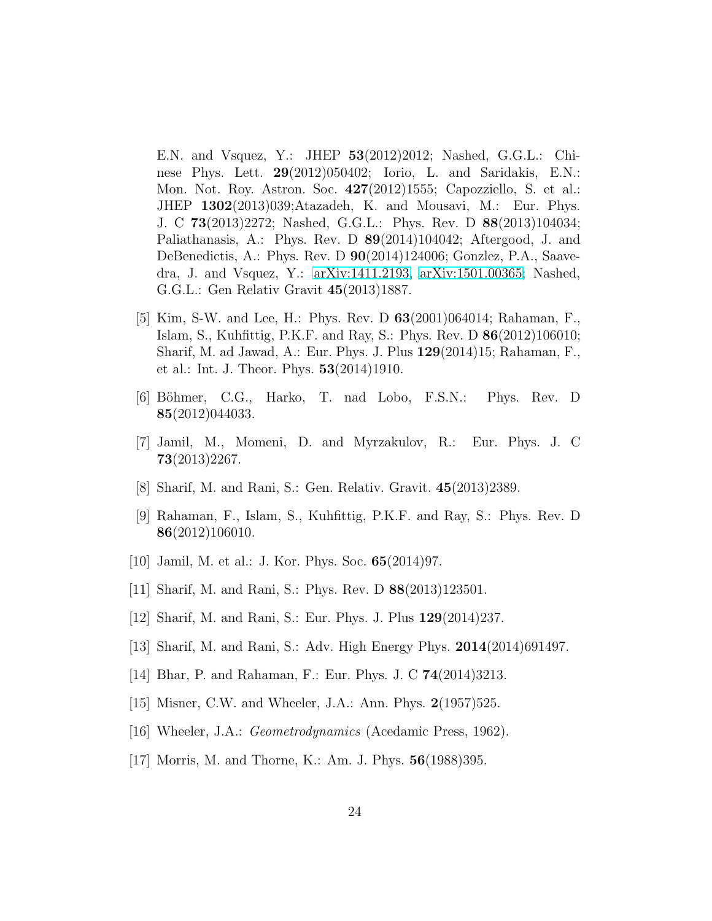E.N. and Vsquez, Y.: JHEP **53**(2012)2012; Nashed, G.G.L.: Chinese Phys. Lett. **29**(2012)050402; Iorio, L. and Saridakis, E.N.: Mon. Not. Roy. Astron. Soc. **427**(2012)1555; Capozziello, S. et al.: JHEP **1302**(2013)039;Atazadeh, K. and Mousavi, M.: Eur. Phys. J. C **73**(2013)2272; Nashed, G.G.L.: Phys. Rev. D **88**(2013)104034; Paliathanasis, A.: Phys. Rev. D **89**(2014)104042; Aftergood, J. and DeBenedictis, A.: Phys. Rev. D **90**(2014)124006; Gonzlez, P.A., Saavedra, J. and Vsquez, Y.: arXiv:1411.2193; arXiv:1501.00365; Nashed, G.G.L.: Gen Relativ Gravit **45**(2013)1887.

[5] Kim, S-W. and Lee, H.: Phys. Rev. D **63**(2001)064014; Rahaman, F., Islam, S., Kuhfittig, P.K.F. and Ray, S.: Phys. Rev. D **86**(2012)106010; Sharif, M. ad Jawad, A.: Eur. Phys. J. Plus **129**(2014)15; Rahaman, F., et al.: Int. J. Theor. Phys. **53**(2014)1910.

[6] Böhmer, C.G., Harko, T. nad Lobo, F.S.N.: Phys. Rev. D **85**(2012)044033.

[7] Jamil, M., Momeni, D. and Myrzakulov, R.: Eur. Phys. J. C **73**(2013)2267.

[8] Sharif, M. and Rani, S.: Gen. Relativ. Gravit. **45**(2013)2389.

[9] Rahaman, F., Islam, S., Kuhfittig, P.K.F. and Ray, S.: Phys. Rev. D **86**(2012)106010.

[10] Jamil, M. et al.: J. Kor. Phys. Soc. **65**(2014)97.

[11] Sharif, M. and Rani, S.: Phys. Rev. D **88**(2013)123501.

[12] Sharif, M. and Rani, S.: Eur. Phys. J. Plus **129**(2014)237.

[13] Sharif, M. and Rani, S.: Adv. High Energy Phys. **2014**(2014)691497.

[14] Bhar, P. and Rahaman, F.: Eur. Phys. J. C **74**(2014)3213.

[15] Misner, C.W. and Wheeler, J.A.: Ann. Phys. **2**(1957)525.

[16] Wheeler, J.A.: *Geometrodynamics* (Acedamic Press, 1962).

[17] Morris, M. and Thorne, K.: Am. J. Phys. **56**(1988)395.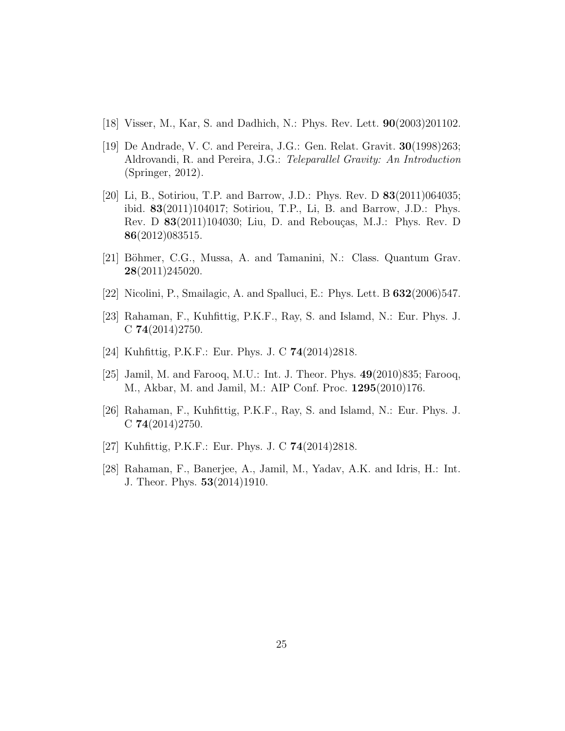[18] Visser, M., Kar, S. and Dadhich, N.: Phys. Rev. Lett. **90**(2003)201102.

[19] De Andrade, V. C. and Pereira, J.G.: Gen. Relat. Gravit. **30**(1998)263; Aldrovandi, R. and Pereira, J.G.: *Teleparallel Gravity: An Introduction* (Springer, 2012).

[20] Li, B., Sotiriou, T.P. and Barrow, J.D.: Phys. Rev. D **83**(2011)064035; ibid. **83**(2011)104017; Sotiriou, T.P., Li, B. and Barrow, J.D.: Phys. Rev. D **83**(2011)104030; Liu, D. and Rebouças, M.J.: Phys. Rev. D **86**(2012)083515.

[21] Böhmer, C.G., Mussa, A. and Tamanini, N.: Class. Quantum Grav. **28**(2011)245020.

[22] Nicolini, P., Smailagic, A. and Spalluci, E.: Phys. Lett. B **632**(2006)547.

[23] Rahaman, F., Kuhfittig, P.K.F., Ray, S. and Islamd, N.: Eur. Phys. J. C **74**(2014)2750.

[24] Kuhfittig, P.K.F.: Eur. Phys. J. C **74**(2014)2818.

[25] Jamil, M. and Farooq, M.U.: Int. J. Theor. Phys. **49**(2010)835; Farooq, M., Akbar, M. and Jamil, M.: AIP Conf. Proc. **1295**(2010)176.

[26] Rahaman, F., Kuhfittig, P.K.F., Ray, S. and Islamd, N.: Eur. Phys. J. C **74**(2014)2750.

[27] Kuhfittig, P.K.F.: Eur. Phys. J. C **74**(2014)2818.

[28] Rahaman, F., Banerjee, A., Jamil, M., Yadav, A.K. and Idris, H.: Int. J. Theor. Phys. **53**(2014)1910.